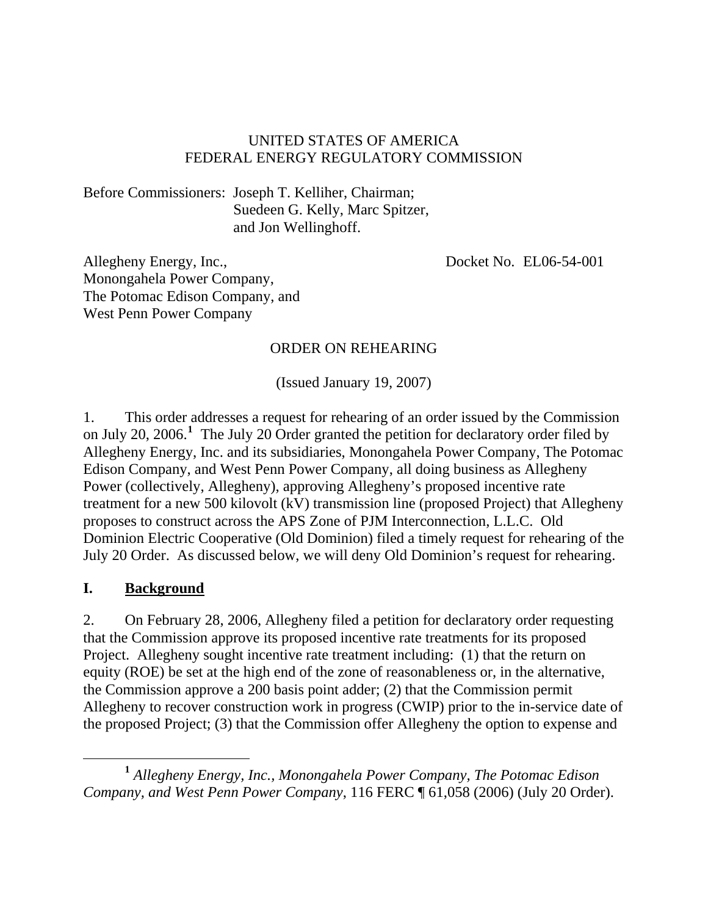UNITED STATES OF AMERICA
FEDERAL ENERGY REGULATORY COMMISSION

Before Commissioners: Joseph T. Kelliher, Chairman;
Suedeen G. Kelly, Marc Spitzer,
and Jon Wellinghoff.

Allegheny Energy, Inc.,
Monongahela Power Company,
The Potomac Edison Company, and
West Penn Power Company

Docket No. EL06-54-001

ORDER ON REHEARING

(Issued January 19, 2007)

1. This order addresses a request for rehearing of an order issued by the Commission on July 20, 2006.[1] The July 20 Order granted the petition for declaratory order filed by Allegheny Energy, Inc. and its subsidiaries, Monongahela Power Company, The Potomac Edison Company, and West Penn Power Company, all doing business as Allegheny Power (collectively, Allegheny), approving Allegheny's proposed incentive rate treatment for a new 500 kilovolt (kV) transmission line (proposed Project) that Allegheny proposes to construct across the APS Zone of PJM Interconnection, L.L.C. Old Dominion Electric Cooperative (Old Dominion) filed a timely request for rehearing of the July 20 Order. As discussed below, we will deny Old Dominion's request for rehearing.

## I. Background

2. On February 28, 2006, Allegheny filed a petition for declaratory order requesting that the Commission approve its proposed incentive rate treatments for its proposed Project. Allegheny sought incentive rate treatment including: (1) that the return on equity (ROE) be set at the high end of the zone of reasonableness or, in the alternative, the Commission approve a 200 basis point adder; (2) that the Commission permit Allegheny to recover construction work in progress (CWIP) prior to the in-service date of the proposed Project; (3) that the Commission offer Allegheny the option to expense and

[1] *Allegheny Energy, Inc., Monongahela Power Company, The Potomac Edison Company, and West Penn Power Company*, 116 FERC ¶ 61,058 (2006) (July 20 Order).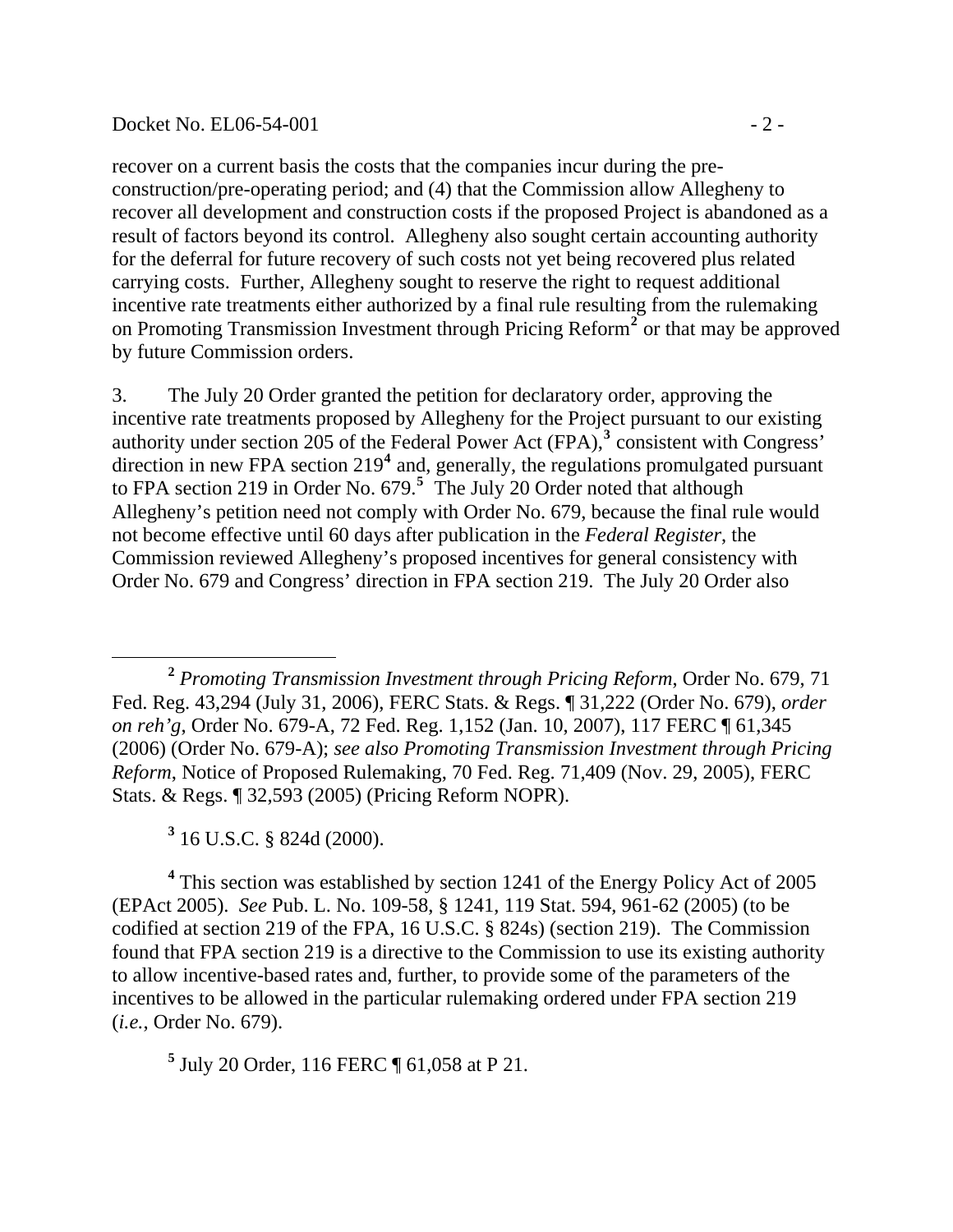recover on a current basis the costs that the companies incur during the pre-construction/pre-operating period; and (4) that the Commission allow Allegheny to recover all development and construction costs if the proposed Project is abandoned as a result of factors beyond its control. Allegheny also sought certain accounting authority for the deferral for future recovery of such costs not yet being recovered plus related carrying costs. Further, Allegheny sought to reserve the right to request additional incentive rate treatments either authorized by a final rule resulting from the rulemaking on Promoting Transmission Investment through Pricing Reform[2] or that may be approved by future Commission orders.

3. The July 20 Order granted the petition for declaratory order, approving the incentive rate treatments proposed by Allegheny for the Project pursuant to our existing authority under section 205 of the Federal Power Act (FPA),[3] consistent with Congress' direction in new FPA section 219[4] and, generally, the regulations promulgated pursuant to FPA section 219 in Order No. 679.[5] The July 20 Order noted that although Allegheny's petition need not comply with Order No. 679, because the final rule would not become effective until 60 days after publication in the *Federal Register*, the Commission reviewed Allegheny's proposed incentives for general consistency with Order No. 679 and Congress' direction in FPA section 219. The July 20 Order also

---

[2] *Promoting Transmission Investment through Pricing Reform*, Order No. 679, 71 Fed. Reg. 43,294 (July 31, 2006), FERC Stats. & Regs. ¶ 31,222 (Order No. 679), *order on reh'g*, Order No. 679-A, 72 Fed. Reg. 1,152 (Jan. 10, 2007), 117 FERC ¶ 61,345 (2006) (Order No. 679-A); *see also Promoting Transmission Investment through Pricing Reform*, Notice of Proposed Rulemaking, 70 Fed. Reg. 71,409 (Nov. 29, 2005), FERC Stats. & Regs. ¶ 32,593 (2005) (Pricing Reform NOPR).

[3] 16 U.S.C. § 824d (2000).

[4] This section was established by section 1241 of the Energy Policy Act of 2005 (EPAct 2005). *See* Pub. L. No. 109-58, § 1241, 119 Stat. 594, 961-62 (2005) (to be codified at section 219 of the FPA, 16 U.S.C. § 824s) (section 219). The Commission found that FPA section 219 is a directive to the Commission to use its existing authority to allow incentive-based rates and, further, to provide some of the parameters of the incentives to be allowed in the particular rulemaking ordered under FPA section 219 (*i.e.*, Order No. 679).

[5] July 20 Order, 116 FERC ¶ 61,058 at P 21.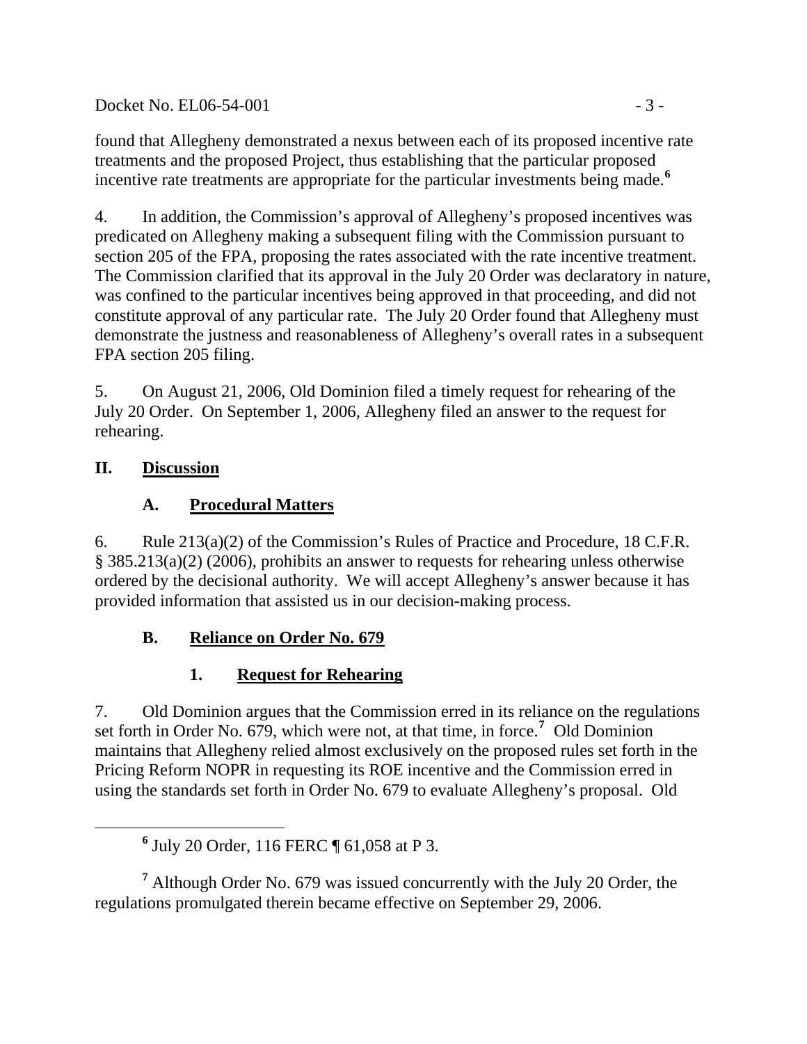found that Allegheny demonstrated a nexus between each of its proposed incentive rate treatments and the proposed Project, thus establishing that the particular proposed incentive rate treatments are appropriate for the particular investments being made.[6]

4. In addition, the Commission's approval of Allegheny's proposed incentives was predicated on Allegheny making a subsequent filing with the Commission pursuant to section 205 of the FPA, proposing the rates associated with the rate incentive treatment. The Commission clarified that its approval in the July 20 Order was declaratory in nature, was confined to the particular incentives being approved in that proceeding, and did not constitute approval of any particular rate. The July 20 Order found that Allegheny must demonstrate the justness and reasonableness of Allegheny's overall rates in a subsequent FPA section 205 filing.

5. On August 21, 2006, Old Dominion filed a timely request for rehearing of the July 20 Order. On September 1, 2006, Allegheny filed an answer to the request for rehearing.

## II. Discussion

### A. Procedural Matters

6. Rule 213(a)(2) of the Commission's Rules of Practice and Procedure, 18 C.F.R. § 385.213(a)(2) (2006), prohibits an answer to requests for rehearing unless otherwise ordered by the decisional authority. We will accept Allegheny's answer because it has provided information that assisted us in our decision-making process.

### B. Reliance on Order No. 679

#### 1. Request for Rehearing

7. Old Dominion argues that the Commission erred in its reliance on the regulations set forth in Order No. 679, which were not, at that time, in force.[7] Old Dominion maintains that Allegheny relied almost exclusively on the proposed rules set forth in the Pricing Reform NOPR in requesting its ROE incentive and the Commission erred in using the standards set forth in Order No. 679 to evaluate Allegheny's proposal. Old

[6] July 20 Order, 116 FERC ¶ 61,058 at P 3.

[7] Although Order No. 679 was issued concurrently with the July 20 Order, the regulations promulgated therein became effective on September 29, 2006.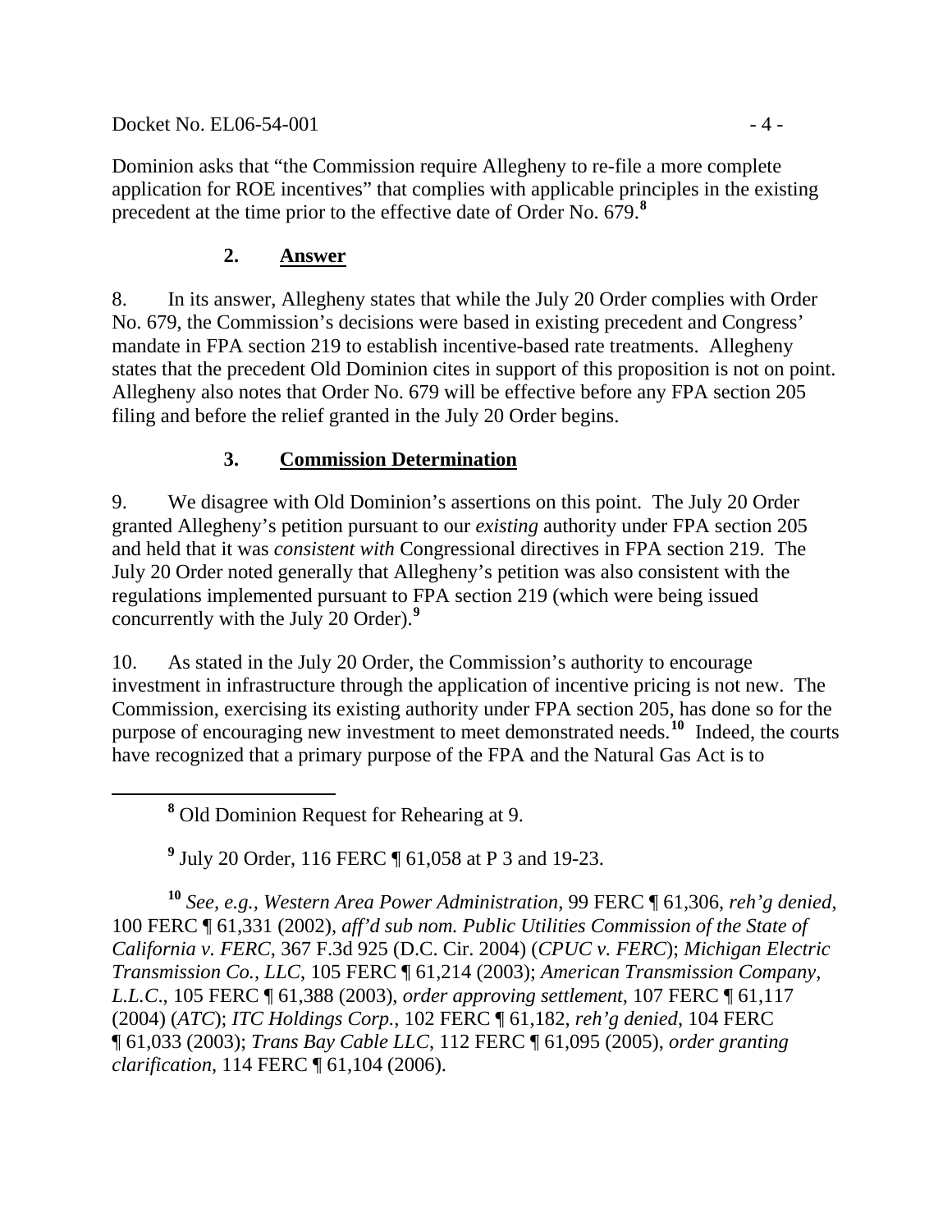Dominion asks that "the Commission require Allegheny to re-file a more complete application for ROE incentives" that complies with applicable principles in the existing precedent at the time prior to the effective date of Order No. 679.[8]

### 2. Answer

8. In its answer, Allegheny states that while the July 20 Order complies with Order No. 679, the Commission's decisions were based in existing precedent and Congress' mandate in FPA section 219 to establish incentive-based rate treatments. Allegheny states that the precedent Old Dominion cites in support of this proposition is not on point. Allegheny also notes that Order No. 679 will be effective before any FPA section 205 filing and before the relief granted in the July 20 Order begins.

### 3. Commission Determination

9. We disagree with Old Dominion's assertions on this point. The July 20 Order granted Allegheny's petition pursuant to our *existing* authority under FPA section 205 and held that it was *consistent with* Congressional directives in FPA section 219. The July 20 Order noted generally that Allegheny's petition was also consistent with the regulations implemented pursuant to FPA section 219 (which were being issued concurrently with the July 20 Order).[9]

10. As stated in the July 20 Order, the Commission's authority to encourage investment in infrastructure through the application of incentive pricing is not new. The Commission, exercising its existing authority under FPA section 205, has done so for the purpose of encouraging new investment to meet demonstrated needs.[10] Indeed, the courts have recognized that a primary purpose of the FPA and the Natural Gas Act is to

---

[8] Old Dominion Request for Rehearing at 9.

[9] July 20 Order, 116 FERC ¶ 61,058 at P 3 and 19-23.

[10] *See, e.g.*, *Western Area Power Administration*, 99 FERC ¶ 61,306, *reh'g denied*, 100 FERC ¶ 61,331 (2002), *aff'd sub nom. Public Utilities Commission of the State of California v. FERC*, 367 F.3d 925 (D.C. Cir. 2004) (*CPUC v. FERC*); *Michigan Electric Transmission Co., LLC*, 105 FERC ¶ 61,214 (2003); *American Transmission Company, L.L.C*., 105 FERC ¶ 61,388 (2003), *order approving settlement*, 107 FERC ¶ 61,117 (2004) (*ATC*); *ITC Holdings Corp.*, 102 FERC ¶ 61,182, *reh'g denied*, 104 FERC ¶ 61,033 (2003); *Trans Bay Cable LLC*, 112 FERC ¶ 61,095 (2005), *order granting clarification*, 114 FERC ¶ 61,104 (2006).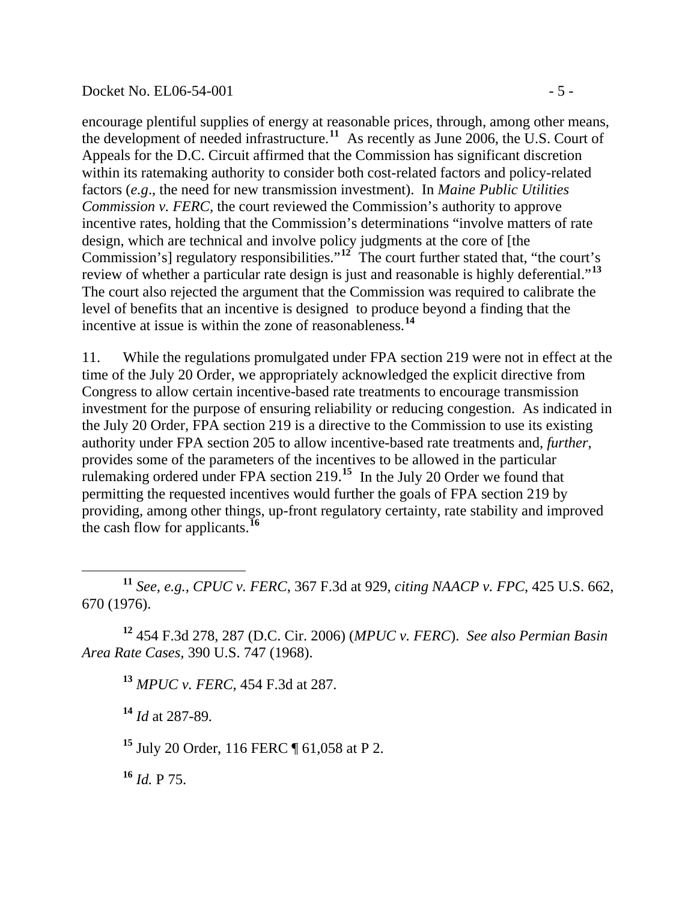encourage plentiful supplies of energy at reasonable prices, through, among other means, the development of needed infrastructure.[11] As recently as June 2006, the U.S. Court of Appeals for the D.C. Circuit affirmed that the Commission has significant discretion within its ratemaking authority to consider both cost-related factors and policy-related factors (*e.g*., the need for new transmission investment). In *Maine Public Utilities Commission v. FERC,* the court reviewed the Commission's authority to approve incentive rates, holding that the Commission's determinations "involve matters of rate design, which are technical and involve policy judgments at the core of [the Commission's] regulatory responsibilities."[12] The court further stated that, "the court's review of whether a particular rate design is just and reasonable is highly deferential."[13] The court also rejected the argument that the Commission was required to calibrate the level of benefits that an incentive is designed to produce beyond a finding that the incentive at issue is within the zone of reasonableness.[14]

11. While the regulations promulgated under FPA section 219 were not in effect at the time of the July 20 Order, we appropriately acknowledged the explicit directive from Congress to allow certain incentive-based rate treatments to encourage transmission investment for the purpose of ensuring reliability or reducing congestion. As indicated in the July 20 Order, FPA section 219 is a directive to the Commission to use its existing authority under FPA section 205 to allow incentive-based rate treatments and, *further*, provides some of the parameters of the incentives to be allowed in the particular rulemaking ordered under FPA section 219.[15] In the July 20 Order we found that permitting the requested incentives would further the goals of FPA section 219 by providing, among other things, up-front regulatory certainty, rate stability and improved the cash flow for applicants.[16]

---

[11] *See, e.g., CPUC v. FERC*, 367 F.3d at 929, *citing NAACP v. FPC*, 425 U.S. 662, 670 (1976).

[12] 454 F.3d 278, 287 (D.C. Cir. 2006) (*MPUC v. FERC*). *See also Permian Basin Area Rate Cases*, 390 U.S. 747 (1968).

[13] *MPUC v. FERC*, 454 F.3d at 287.

[14] *Id* at 287-89.

[15] July 20 Order, 116 FERC ¶ 61,058 at P 2.

[16] *Id.* P 75.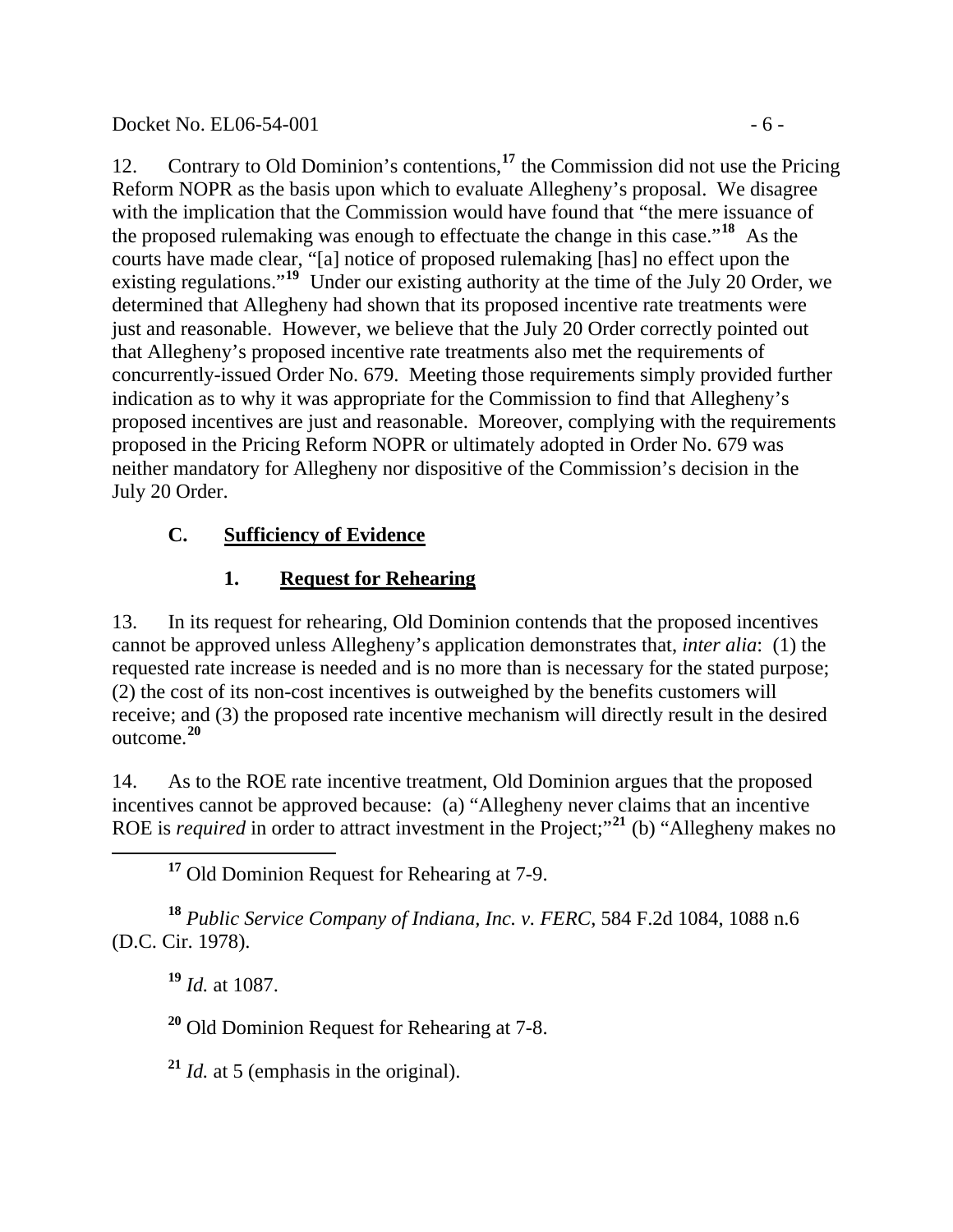12. Contrary to Old Dominion's contentions,[17] the Commission did not use the Pricing Reform NOPR as the basis upon which to evaluate Allegheny's proposal. We disagree with the implication that the Commission would have found that "the mere issuance of the proposed rulemaking was enough to effectuate the change in this case."[18] As the courts have made clear, "[a] notice of proposed rulemaking [has] no effect upon the existing regulations."[19] Under our existing authority at the time of the July 20 Order, we determined that Allegheny had shown that its proposed incentive rate treatments were just and reasonable. However, we believe that the July 20 Order correctly pointed out that Allegheny's proposed incentive rate treatments also met the requirements of concurrently-issued Order No. 679. Meeting those requirements simply provided further indication as to why it was appropriate for the Commission to find that Allegheny's proposed incentives are just and reasonable. Moreover, complying with the requirements proposed in the Pricing Reform NOPR or ultimately adopted in Order No. 679 was neither mandatory for Allegheny nor dispositive of the Commission's decision in the July 20 Order.

### C. Sufficiency of Evidence

#### 1. Request for Rehearing

13. In its request for rehearing, Old Dominion contends that the proposed incentives cannot be approved unless Allegheny's application demonstrates that, *inter alia*: (1) the requested rate increase is needed and is no more than is necessary for the stated purpose; (2) the cost of its non-cost incentives is outweighed by the benefits customers will receive; and (3) the proposed rate incentive mechanism will directly result in the desired outcome.[20]

14. As to the ROE rate incentive treatment, Old Dominion argues that the proposed incentives cannot be approved because: (a) "Allegheny never claims that an incentive ROE is *required* in order to attract investment in the Project;"[21] (b) "Allegheny makes no

---

[17] Old Dominion Request for Rehearing at 7-9.

[18] *Public Service Company of Indiana, Inc. v. FERC*, 584 F.2d 1084, 1088 n.6 (D.C. Cir. 1978).

[19] *Id.* at 1087.

[20] Old Dominion Request for Rehearing at 7-8.

[21] *Id.* at 5 (emphasis in the original).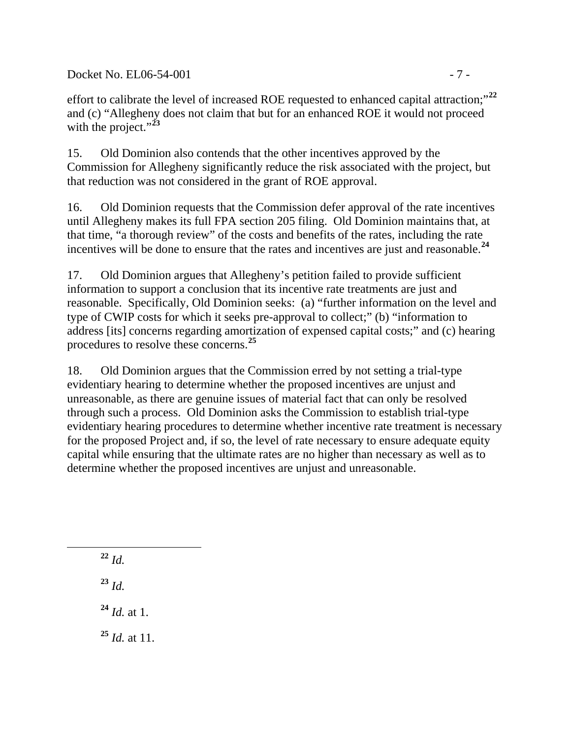effort to calibrate the level of increased ROE requested to enhanced capital attraction;"[22] and (c) "Allegheny does not claim that but for an enhanced ROE it would not proceed with the project."[23]

15. Old Dominion also contends that the other incentives approved by the Commission for Allegheny significantly reduce the risk associated with the project, but that reduction was not considered in the grant of ROE approval.

16. Old Dominion requests that the Commission defer approval of the rate incentives until Allegheny makes its full FPA section 205 filing. Old Dominion maintains that, at that time, "a thorough review" of the costs and benefits of the rates, including the rate incentives will be done to ensure that the rates and incentives are just and reasonable.[24]

17. Old Dominion argues that Allegheny's petition failed to provide sufficient information to support a conclusion that its incentive rate treatments are just and reasonable. Specifically, Old Dominion seeks: (a) "further information on the level and type of CWIP costs for which it seeks pre-approval to collect;" (b) "information to address [its] concerns regarding amortization of expensed capital costs;" and (c) hearing procedures to resolve these concerns.[25]

18. Old Dominion argues that the Commission erred by not setting a trial-type evidentiary hearing to determine whether the proposed incentives are unjust and unreasonable, as there are genuine issues of material fact that can only be resolved through such a process. Old Dominion asks the Commission to establish trial-type evidentiary hearing procedures to determine whether incentive rate treatment is necessary for the proposed Project and, if so, the level of rate necessary to ensure adequate equity capital while ensuring that the ultimate rates are no higher than necessary as well as to determine whether the proposed incentives are unjust and unreasonable.

---

[22] *Id.*

[23] *Id.*

[24] *Id.* at 1.

[25] *Id.* at 11.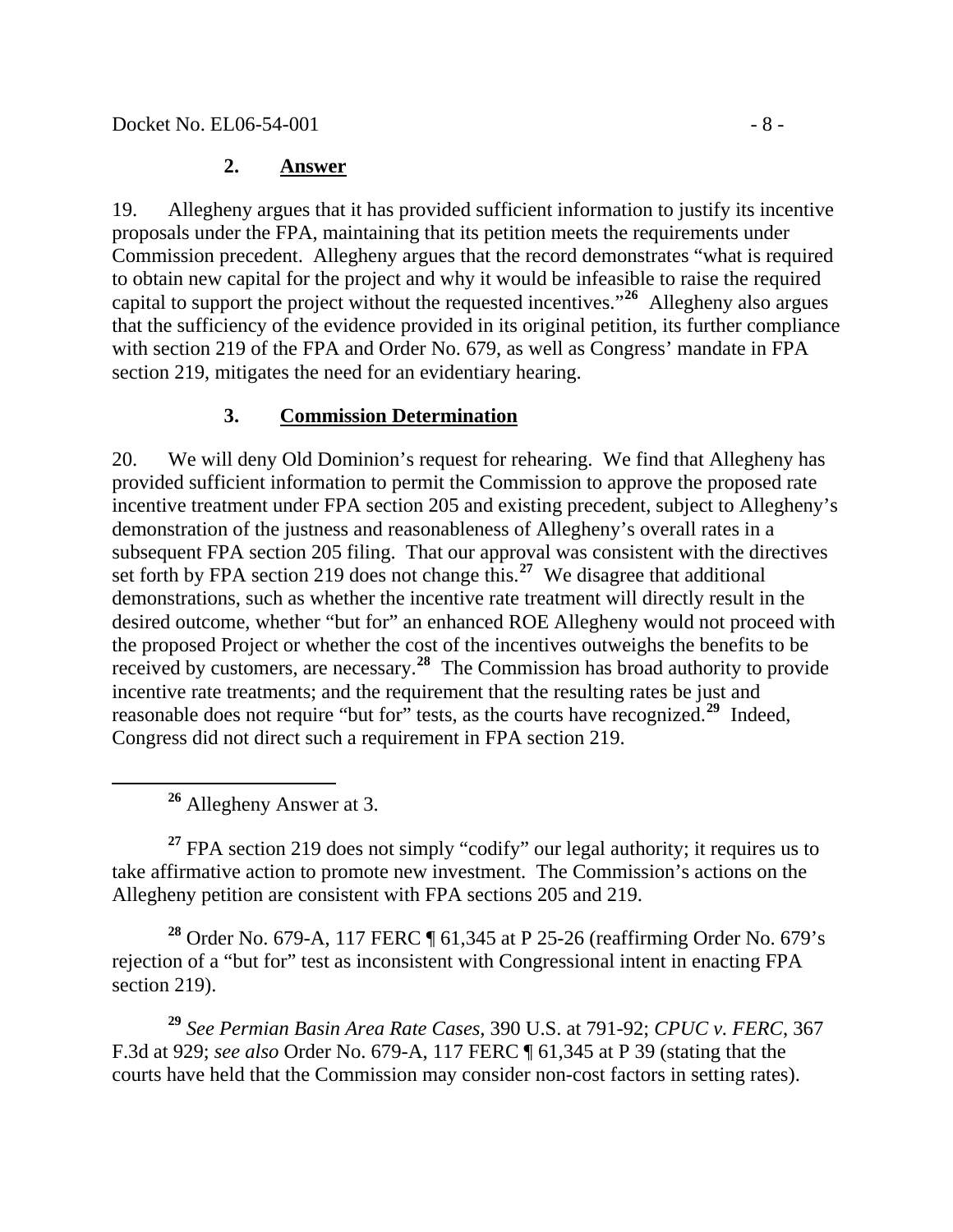### 2. Answer

19. Allegheny argues that it has provided sufficient information to justify its incentive proposals under the FPA, maintaining that its petition meets the requirements under Commission precedent. Allegheny argues that the record demonstrates "what is required to obtain new capital for the project and why it would be infeasible to raise the required capital to support the project without the requested incentives."[26] Allegheny also argues that the sufficiency of the evidence provided in its original petition, its further compliance with section 219 of the FPA and Order No. 679, as well as Congress' mandate in FPA section 219, mitigates the need for an evidentiary hearing.

### 3. Commission Determination

20. We will deny Old Dominion's request for rehearing. We find that Allegheny has provided sufficient information to permit the Commission to approve the proposed rate incentive treatment under FPA section 205 and existing precedent, subject to Allegheny's demonstration of the justness and reasonableness of Allegheny's overall rates in a subsequent FPA section 205 filing. That our approval was consistent with the directives set forth by FPA section 219 does not change this.[27] We disagree that additional demonstrations, such as whether the incentive rate treatment will directly result in the desired outcome, whether "but for" an enhanced ROE Allegheny would not proceed with the proposed Project or whether the cost of the incentives outweighs the benefits to be received by customers, are necessary.[28] The Commission has broad authority to provide incentive rate treatments; and the requirement that the resulting rates be just and reasonable does not require "but for" tests, as the courts have recognized.[29] Indeed, Congress did not direct such a requirement in FPA section 219.

---

[26] Allegheny Answer at 3.

[27] FPA section 219 does not simply "codify" our legal authority; it requires us to take affirmative action to promote new investment. The Commission's actions on the Allegheny petition are consistent with FPA sections 205 and 219.

[28] Order No. 679-A, 117 FERC ¶ 61,345 at P 25-26 (reaffirming Order No. 679's rejection of a "but for" test as inconsistent with Congressional intent in enacting FPA section 219).

[29] *See Permian Basin Area Rate Cases*, 390 U.S. at 791-92; *CPUC v. FERC*, 367 F.3d at 929; *see also* Order No. 679-A, 117 FERC ¶ 61,345 at P 39 (stating that the courts have held that the Commission may consider non-cost factors in setting rates).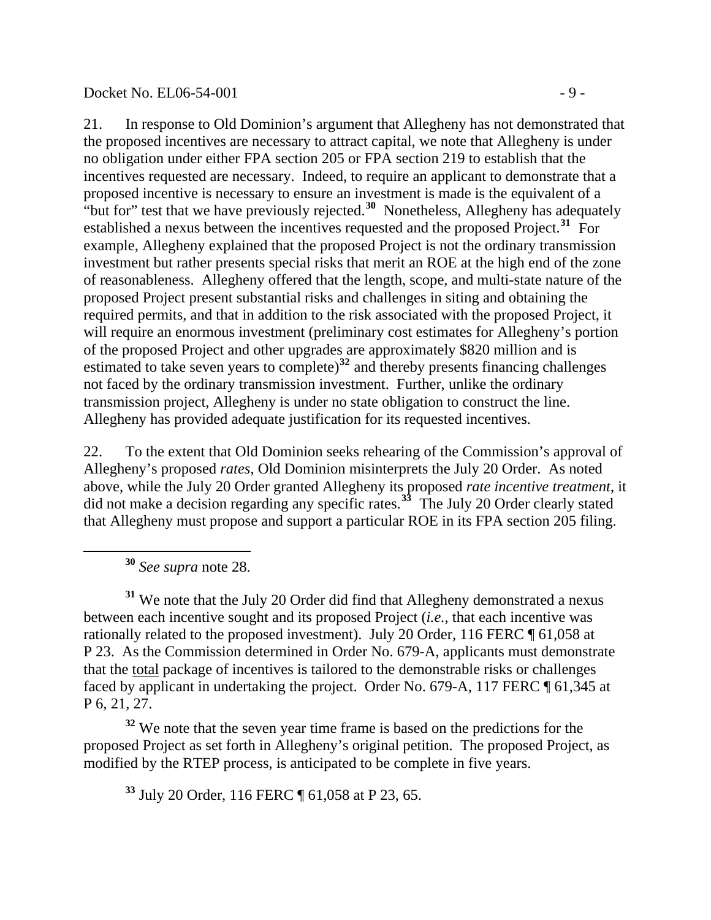21. In response to Old Dominion's argument that Allegheny has not demonstrated that the proposed incentives are necessary to attract capital, we note that Allegheny is under no obligation under either FPA section 205 or FPA section 219 to establish that the incentives requested are necessary. Indeed, to require an applicant to demonstrate that a proposed incentive is necessary to ensure an investment is made is the equivalent of a "but for" test that we have previously rejected.[30] Nonetheless, Allegheny has adequately established a nexus between the incentives requested and the proposed Project.[31] For example, Allegheny explained that the proposed Project is not the ordinary transmission investment but rather presents special risks that merit an ROE at the high end of the zone of reasonableness. Allegheny offered that the length, scope, and multi-state nature of the proposed Project present substantial risks and challenges in siting and obtaining the required permits, and that in addition to the risk associated with the proposed Project, it will require an enormous investment (preliminary cost estimates for Allegheny's portion of the proposed Project and other upgrades are approximately $820 million and is estimated to take seven years to complete)[32] and thereby presents financing challenges not faced by the ordinary transmission investment. Further, unlike the ordinary transmission project, Allegheny is under no state obligation to construct the line. Allegheny has provided adequate justification for its requested incentives.

22. To the extent that Old Dominion seeks rehearing of the Commission's approval of Allegheny's proposed *rates*, Old Dominion misinterprets the July 20 Order. As noted above, while the July 20 Order granted Allegheny its proposed *rate incentive treatment*, it did not make a decision regarding any specific rates.[33] The July 20 Order clearly stated that Allegheny must propose and support a particular ROE in its FPA section 205 filing.

---

[30] *See supra* note 28.

[31] We note that the July 20 Order did find that Allegheny demonstrated a nexus between each incentive sought and its proposed Project (*i.e.*, that each incentive was rationally related to the proposed investment). July 20 Order, 116 FERC ¶ 61,058 at P 23. As the Commission determined in Order No. 679-A, applicants must demonstrate that the total package of incentives is tailored to the demonstrable risks or challenges faced by applicant in undertaking the project. Order No. 679-A, 117 FERC ¶ 61,345 at P 6, 21, 27.

[32] We note that the seven year time frame is based on the predictions for the proposed Project as set forth in Allegheny's original petition. The proposed Project, as modified by the RTEP process, is anticipated to be complete in five years.

[33] July 20 Order, 116 FERC ¶ 61,058 at P 23, 65.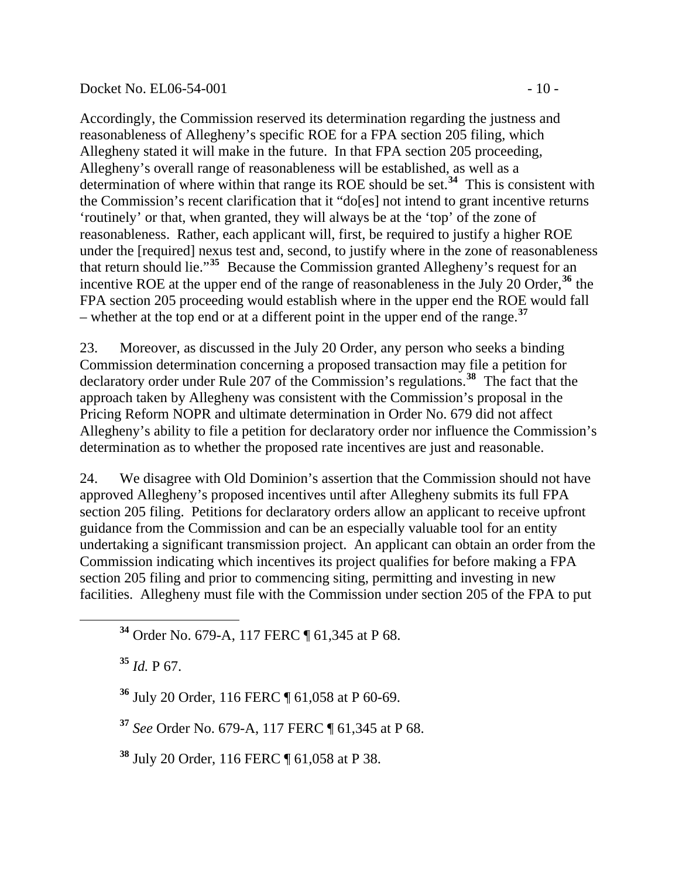Accordingly, the Commission reserved its determination regarding the justness and reasonableness of Allegheny's specific ROE for a FPA section 205 filing, which Allegheny stated it will make in the future. In that FPA section 205 proceeding, Allegheny's overall range of reasonableness will be established, as well as a determination of where within that range its ROE should be set.[34] This is consistent with the Commission's recent clarification that it "do[es] not intend to grant incentive returns 'routinely' or that, when granted, they will always be at the 'top' of the zone of reasonableness. Rather, each applicant will, first, be required to justify a higher ROE under the [required] nexus test and, second, to justify where in the zone of reasonableness that return should lie."[35] Because the Commission granted Allegheny's request for an incentive ROE at the upper end of the range of reasonableness in the July 20 Order,[36] the FPA section 205 proceeding would establish where in the upper end the ROE would fall – whether at the top end or at a different point in the upper end of the range.[37]

23. Moreover, as discussed in the July 20 Order, any person who seeks a binding Commission determination concerning a proposed transaction may file a petition for declaratory order under Rule 207 of the Commission's regulations.[38] The fact that the approach taken by Allegheny was consistent with the Commission's proposal in the Pricing Reform NOPR and ultimate determination in Order No. 679 did not affect Allegheny's ability to file a petition for declaratory order nor influence the Commission's determination as to whether the proposed rate incentives are just and reasonable.

24. We disagree with Old Dominion's assertion that the Commission should not have approved Allegheny's proposed incentives until after Allegheny submits its full FPA section 205 filing. Petitions for declaratory orders allow an applicant to receive upfront guidance from the Commission and can be an especially valuable tool for an entity undertaking a significant transmission project. An applicant can obtain an order from the Commission indicating which incentives its project qualifies for before making a FPA section 205 filing and prior to commencing siting, permitting and investing in new facilities. Allegheny must file with the Commission under section 205 of the FPA to put

---

[34] Order No. 679-A, 117 FERC ¶ 61,345 at P 68.

[35] *Id.* P 67.

[36] July 20 Order, 116 FERC ¶ 61,058 at P 60-69.

[37] *See* Order No. 679-A, 117 FERC ¶ 61,345 at P 68.

[38] July 20 Order, 116 FERC ¶ 61,058 at P 38.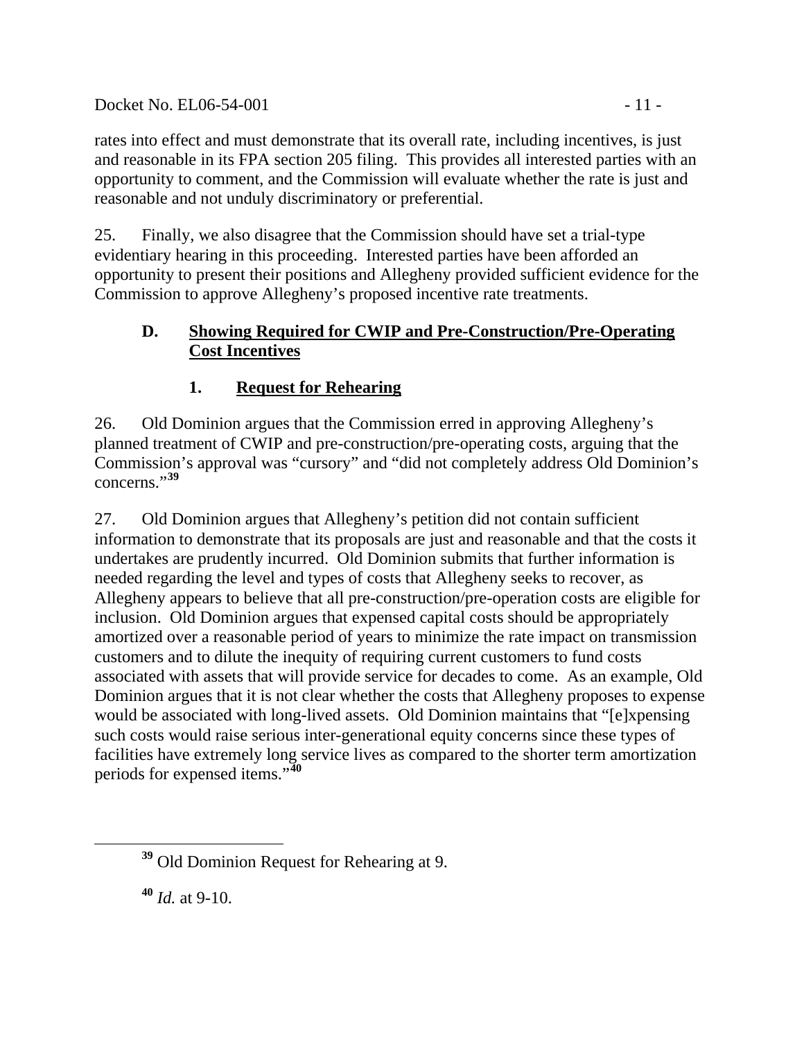rates into effect and must demonstrate that its overall rate, including incentives, is just and reasonable in its FPA section 205 filing. This provides all interested parties with an opportunity to comment, and the Commission will evaluate whether the rate is just and reasonable and not unduly discriminatory or preferential.

25. Finally, we also disagree that the Commission should have set a trial-type evidentiary hearing in this proceeding. Interested parties have been afforded an opportunity to present their positions and Allegheny provided sufficient evidence for the Commission to approve Allegheny's proposed incentive rate treatments.

### D. Showing Required for CWIP and Pre-Construction/Pre-Operating Cost Incentives

#### 1. Request for Rehearing

26. Old Dominion argues that the Commission erred in approving Allegheny's planned treatment of CWIP and pre-construction/pre-operating costs, arguing that the Commission's approval was "cursory" and "did not completely address Old Dominion's concerns."[39]

27. Old Dominion argues that Allegheny's petition did not contain sufficient information to demonstrate that its proposals are just and reasonable and that the costs it undertakes are prudently incurred. Old Dominion submits that further information is needed regarding the level and types of costs that Allegheny seeks to recover, as Allegheny appears to believe that all pre-construction/pre-operation costs are eligible for inclusion. Old Dominion argues that expensed capital costs should be appropriately amortized over a reasonable period of years to minimize the rate impact on transmission customers and to dilute the inequity of requiring current customers to fund costs associated with assets that will provide service for decades to come. As an example, Old Dominion argues that it is not clear whether the costs that Allegheny proposes to expense would be associated with long-lived assets. Old Dominion maintains that "[e]xpensing such costs would raise serious inter-generational equity concerns since these types of facilities have extremely long service lives as compared to the shorter term amortization periods for expensed items."[40]

[39] Old Dominion Request for Rehearing at 9.

[40] *Id.* at 9-10.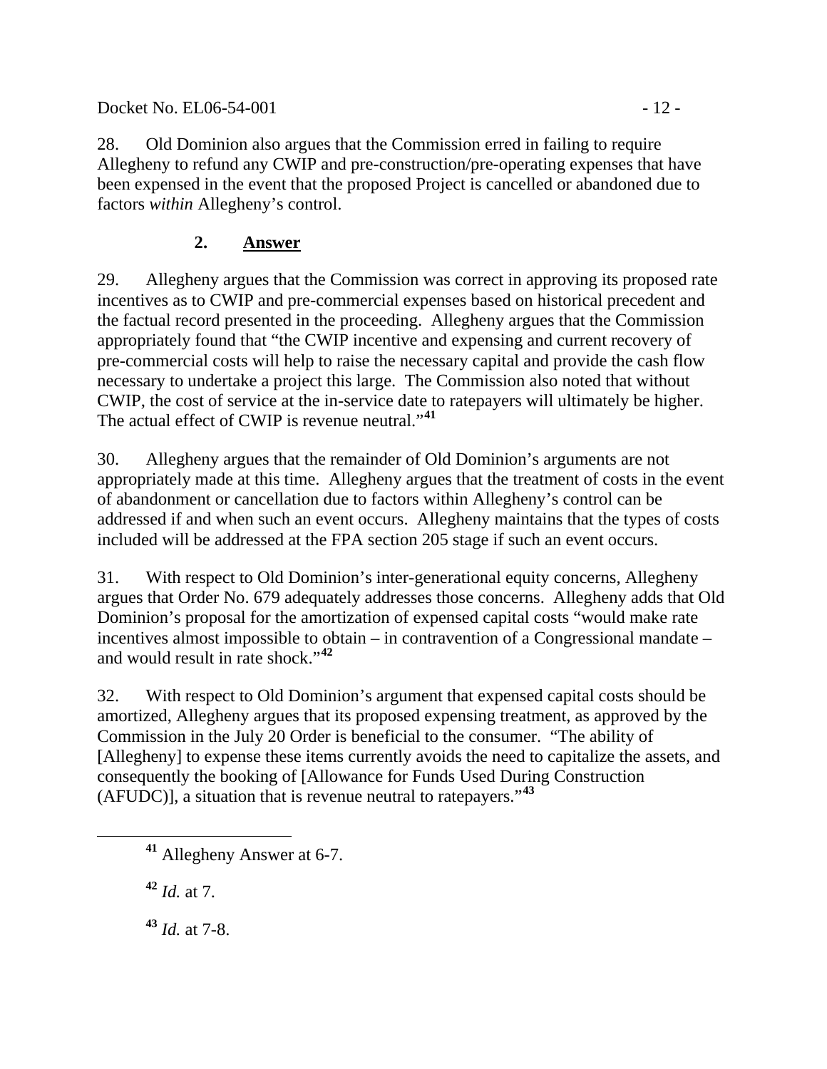28. Old Dominion also argues that the Commission erred in failing to require Allegheny to refund any CWIP and pre-construction/pre-operating expenses that have been expensed in the event that the proposed Project is cancelled or abandoned due to factors *within* Allegheny's control.

### 2. Answer

29. Allegheny argues that the Commission was correct in approving its proposed rate incentives as to CWIP and pre-commercial expenses based on historical precedent and the factual record presented in the proceeding. Allegheny argues that the Commission appropriately found that "the CWIP incentive and expensing and current recovery of pre-commercial costs will help to raise the necessary capital and provide the cash flow necessary to undertake a project this large. The Commission also noted that without CWIP, the cost of service at the in-service date to ratepayers will ultimately be higher. The actual effect of CWIP is revenue neutral."[41]

30. Allegheny argues that the remainder of Old Dominion's arguments are not appropriately made at this time. Allegheny argues that the treatment of costs in the event of abandonment or cancellation due to factors within Allegheny's control can be addressed if and when such an event occurs. Allegheny maintains that the types of costs included will be addressed at the FPA section 205 stage if such an event occurs.

31. With respect to Old Dominion's inter-generational equity concerns, Allegheny argues that Order No. 679 adequately addresses those concerns. Allegheny adds that Old Dominion's proposal for the amortization of expensed capital costs "would make rate incentives almost impossible to obtain – in contravention of a Congressional mandate – and would result in rate shock."[42]

32. With respect to Old Dominion's argument that expensed capital costs should be amortized, Allegheny argues that its proposed expensing treatment, as approved by the Commission in the July 20 Order is beneficial to the consumer. "The ability of [Allegheny] to expense these items currently avoids the need to capitalize the assets, and consequently the booking of [Allowance for Funds Used During Construction (AFUDC)], a situation that is revenue neutral to ratepayers."[43]

---

[41] Allegheny Answer at 6-7.

[42] *Id.* at 7.

[43] *Id.* at 7-8.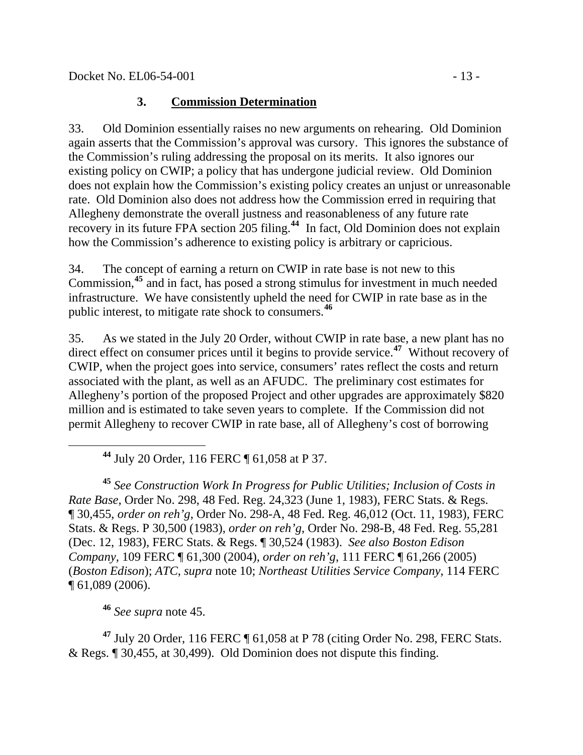### 3. **Commission Determination**

33. Old Dominion essentially raises no new arguments on rehearing. Old Dominion again asserts that the Commission's approval was cursory. This ignores the substance of the Commission's ruling addressing the proposal on its merits. It also ignores our existing policy on CWIP; a policy that has undergone judicial review. Old Dominion does not explain how the Commission's existing policy creates an unjust or unreasonable rate. Old Dominion also does not address how the Commission erred in requiring that Allegheny demonstrate the overall justness and reasonableness of any future rate recovery in its future FPA section 205 filing.[44] In fact, Old Dominion does not explain how the Commission's adherence to existing policy is arbitrary or capricious.

34. The concept of earning a return on CWIP in rate base is not new to this Commission,[45] and in fact, has posed a strong stimulus for investment in much needed infrastructure. We have consistently upheld the need for CWIP in rate base as in the public interest, to mitigate rate shock to consumers.[46]

35. As we stated in the July 20 Order, without CWIP in rate base, a new plant has no direct effect on consumer prices until it begins to provide service.[47] Without recovery of CWIP, when the project goes into service, consumers' rates reflect the costs and return associated with the plant, as well as an AFUDC. The preliminary cost estimates for Allegheny's portion of the proposed Project and other upgrades are approximately $820 million and is estimated to take seven years to complete. If the Commission did not permit Allegheny to recover CWIP in rate base, all of Allegheny's cost of borrowing

---

[44] July 20 Order, 116 FERC ¶ 61,058 at P 37.

[45] *See Construction Work In Progress for Public Utilities; Inclusion of Costs in Rate Base,* Order No. 298, 48 Fed. Reg. 24,323 (June 1, 1983), FERC Stats. & Regs. ¶ 30,455, *order on reh'g*, Order No. 298-A, 48 Fed. Reg. 46,012 (Oct. 11, 1983), FERC Stats. & Regs. P 30,500 (1983), *order on reh'g*, Order No. 298-B, 48 Fed. Reg. 55,281 (Dec. 12, 1983), FERC Stats. & Regs. ¶ 30,524 (1983). *See also Boston Edison Company*, 109 FERC ¶ 61,300 (2004), *order on reh'g*, 111 FERC ¶ 61,266 (2005) (*Boston Edison*); *ATC*, *supra* note 10; *Northeast Utilities Service Company*, 114 FERC ¶ 61,089 (2006).

[46] *See supra* note 45.

[47] July 20 Order, 116 FERC ¶ 61,058 at P 78 (citing Order No. 298, FERC Stats. & Regs. ¶ 30,455, at 30,499). Old Dominion does not dispute this finding.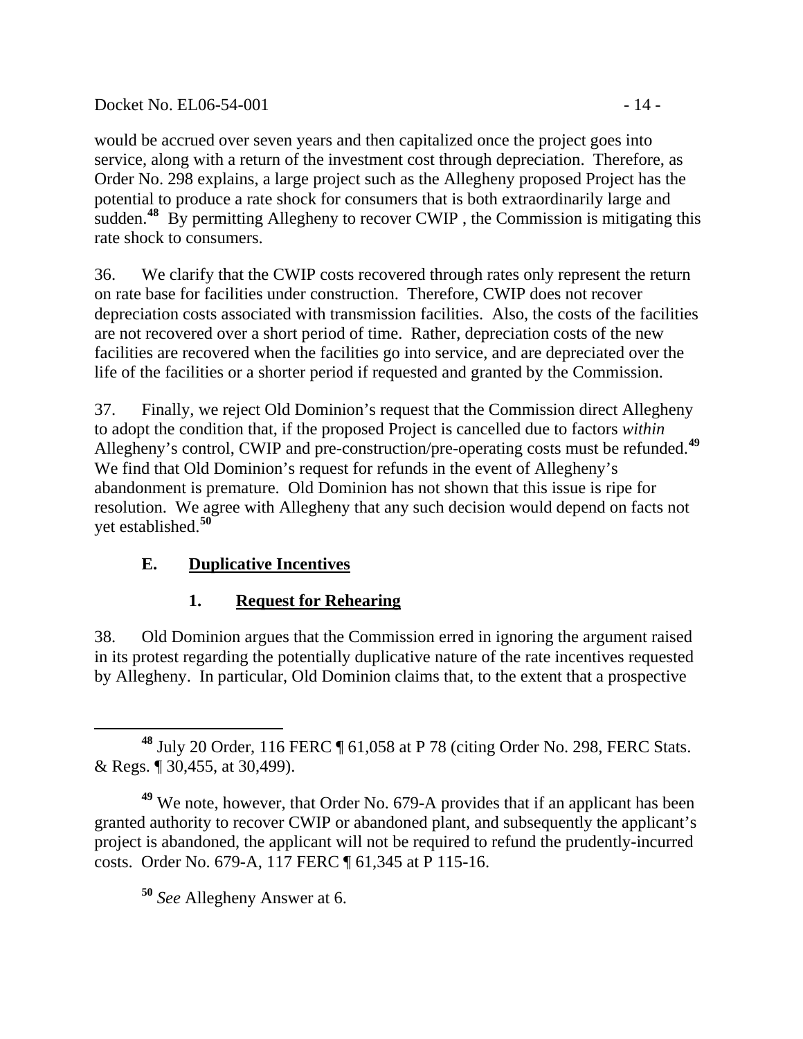would be accrued over seven years and then capitalized once the project goes into service, along with a return of the investment cost through depreciation. Therefore, as Order No. 298 explains, a large project such as the Allegheny proposed Project has the potential to produce a rate shock for consumers that is both extraordinarily large and sudden.[48] By permitting Allegheny to recover CWIP , the Commission is mitigating this rate shock to consumers.

36. We clarify that the CWIP costs recovered through rates only represent the return on rate base for facilities under construction. Therefore, CWIP does not recover depreciation costs associated with transmission facilities. Also, the costs of the facilities are not recovered over a short period of time. Rather, depreciation costs of the new facilities are recovered when the facilities go into service, and are depreciated over the life of the facilities or a shorter period if requested and granted by the Commission.

37. Finally, we reject Old Dominion's request that the Commission direct Allegheny to adopt the condition that, if the proposed Project is cancelled due to factors *within* Allegheny's control, CWIP and pre-construction/pre-operating costs must be refunded.[49] We find that Old Dominion's request for refunds in the event of Allegheny's abandonment is premature. Old Dominion has not shown that this issue is ripe for resolution. We agree with Allegheny that any such decision would depend on facts not yet established.[50]

### E. <u>Duplicative Incentives</u>

#### 1. <u>Request for Rehearing</u>

38. Old Dominion argues that the Commission erred in ignoring the argument raised in its protest regarding the potentially duplicative nature of the rate incentives requested by Allegheny. In particular, Old Dominion claims that, to the extent that a prospective

---

[48] July 20 Order, 116 FERC ¶ 61,058 at P 78 (citing Order No. 298, FERC Stats. & Regs. ¶ 30,455, at 30,499).

[49] We note, however, that Order No. 679-A provides that if an applicant has been granted authority to recover CWIP or abandoned plant, and subsequently the applicant's project is abandoned, the applicant will not be required to refund the prudently-incurred costs. Order No. 679-A, 117 FERC ¶ 61,345 at P 115-16.

[50] *See* Allegheny Answer at 6.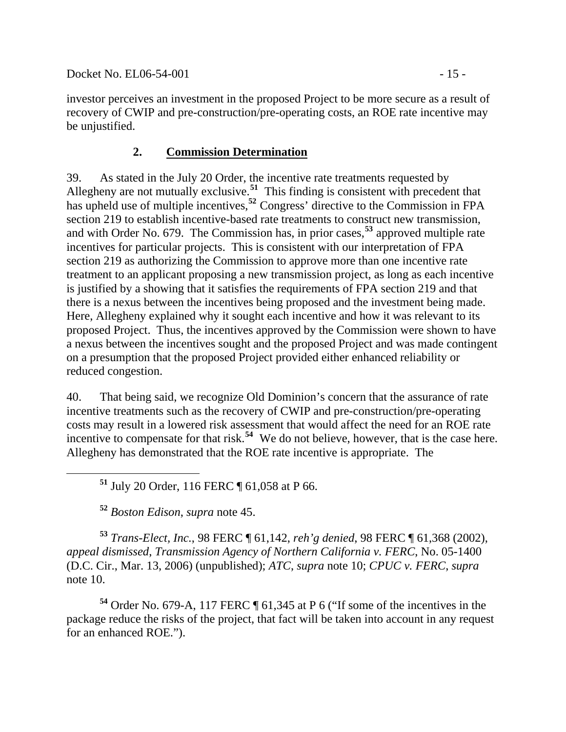investor perceives an investment in the proposed Project to be more secure as a result of recovery of CWIP and pre-construction/pre-operating costs, an ROE rate incentive may be unjustified.

### 2. Commission Determination

39. As stated in the July 20 Order, the incentive rate treatments requested by Allegheny are not mutually exclusive.[51] This finding is consistent with precedent that has upheld use of multiple incentives,[52] Congress' directive to the Commission in FPA section 219 to establish incentive-based rate treatments to construct new transmission, and with Order No. 679. The Commission has, in prior cases,[53] approved multiple rate incentives for particular projects. This is consistent with our interpretation of FPA section 219 as authorizing the Commission to approve more than one incentive rate treatment to an applicant proposing a new transmission project, as long as each incentive is justified by a showing that it satisfies the requirements of FPA section 219 and that there is a nexus between the incentives being proposed and the investment being made. Here, Allegheny explained why it sought each incentive and how it was relevant to its proposed Project. Thus, the incentives approved by the Commission were shown to have a nexus between the incentives sought and the proposed Project and was made contingent on a presumption that the proposed Project provided either enhanced reliability or reduced congestion.

40. That being said, we recognize Old Dominion's concern that the assurance of rate incentive treatments such as the recovery of CWIP and pre-construction/pre-operating costs may result in a lowered risk assessment that would affect the need for an ROE rate incentive to compensate for that risk.[54] We do not believe, however, that is the case here. Allegheny has demonstrated that the ROE rate incentive is appropriate. The

---

[51] July 20 Order, 116 FERC ¶ 61,058 at P 66.

[52] *Boston Edison*, *supra* note 45.

[53] *Trans-Elect, Inc.*, 98 FERC ¶ 61,142, *reh'g denied*, 98 FERC ¶ 61,368 (2002), *appeal dismissed*, *Transmission Agency of Northern California v. FERC*, No. 05-1400 (D.C. Cir., Mar. 13, 2006) (unpublished); *ATC*, *supra* note 10; *CPUC v. FERC*, *supra* note 10.

[54] Order No. 679-A, 117 FERC ¶ 61,345 at P 6 ("If some of the incentives in the package reduce the risks of the project, that fact will be taken into account in any request for an enhanced ROE.").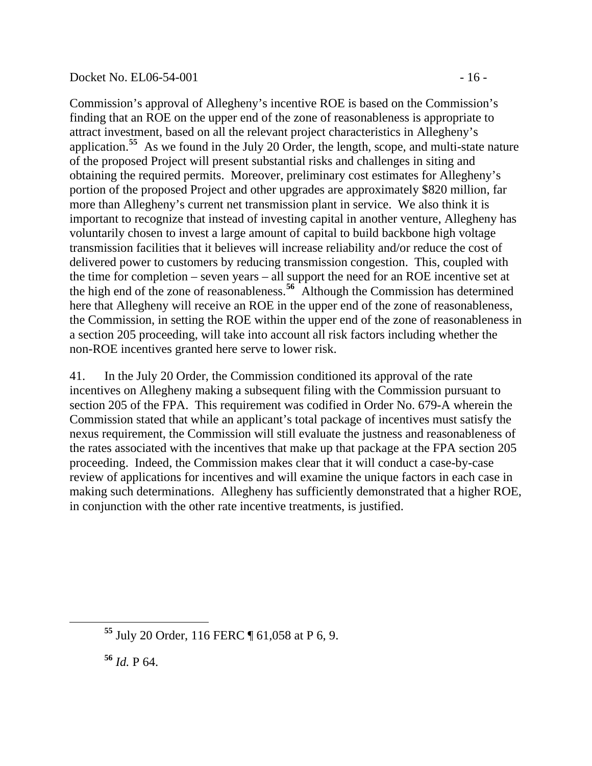Commission's approval of Allegheny's incentive ROE is based on the Commission's finding that an ROE on the upper end of the zone of reasonableness is appropriate to attract investment, based on all the relevant project characteristics in Allegheny's application.[55] As we found in the July 20 Order, the length, scope, and multi-state nature of the proposed Project will present substantial risks and challenges in siting and obtaining the required permits. Moreover, preliminary cost estimates for Allegheny's portion of the proposed Project and other upgrades are approximately $820 million, far more than Allegheny's current net transmission plant in service. We also think it is important to recognize that instead of investing capital in another venture, Allegheny has voluntarily chosen to invest a large amount of capital to build backbone high voltage transmission facilities that it believes will increase reliability and/or reduce the cost of delivered power to customers by reducing transmission congestion. This, coupled with the time for completion – seven years – all support the need for an ROE incentive set at the high end of the zone of reasonableness.[56] Although the Commission has determined here that Allegheny will receive an ROE in the upper end of the zone of reasonableness, the Commission, in setting the ROE within the upper end of the zone of reasonableness in a section 205 proceeding, will take into account all risk factors including whether the non-ROE incentives granted here serve to lower risk.

41. In the July 20 Order, the Commission conditioned its approval of the rate incentives on Allegheny making a subsequent filing with the Commission pursuant to section 205 of the FPA. This requirement was codified in Order No. 679-A wherein the Commission stated that while an applicant's total package of incentives must satisfy the nexus requirement, the Commission will still evaluate the justness and reasonableness of the rates associated with the incentives that make up that package at the FPA section 205 proceeding. Indeed, the Commission makes clear that it will conduct a case-by-case review of applications for incentives and will examine the unique factors in each case in making such determinations. Allegheny has sufficiently demonstrated that a higher ROE, in conjunction with the other rate incentive treatments, is justified.

---

[55] July 20 Order, 116 FERC ¶ 61,058 at P 6, 9.

[56] *Id.* P 64.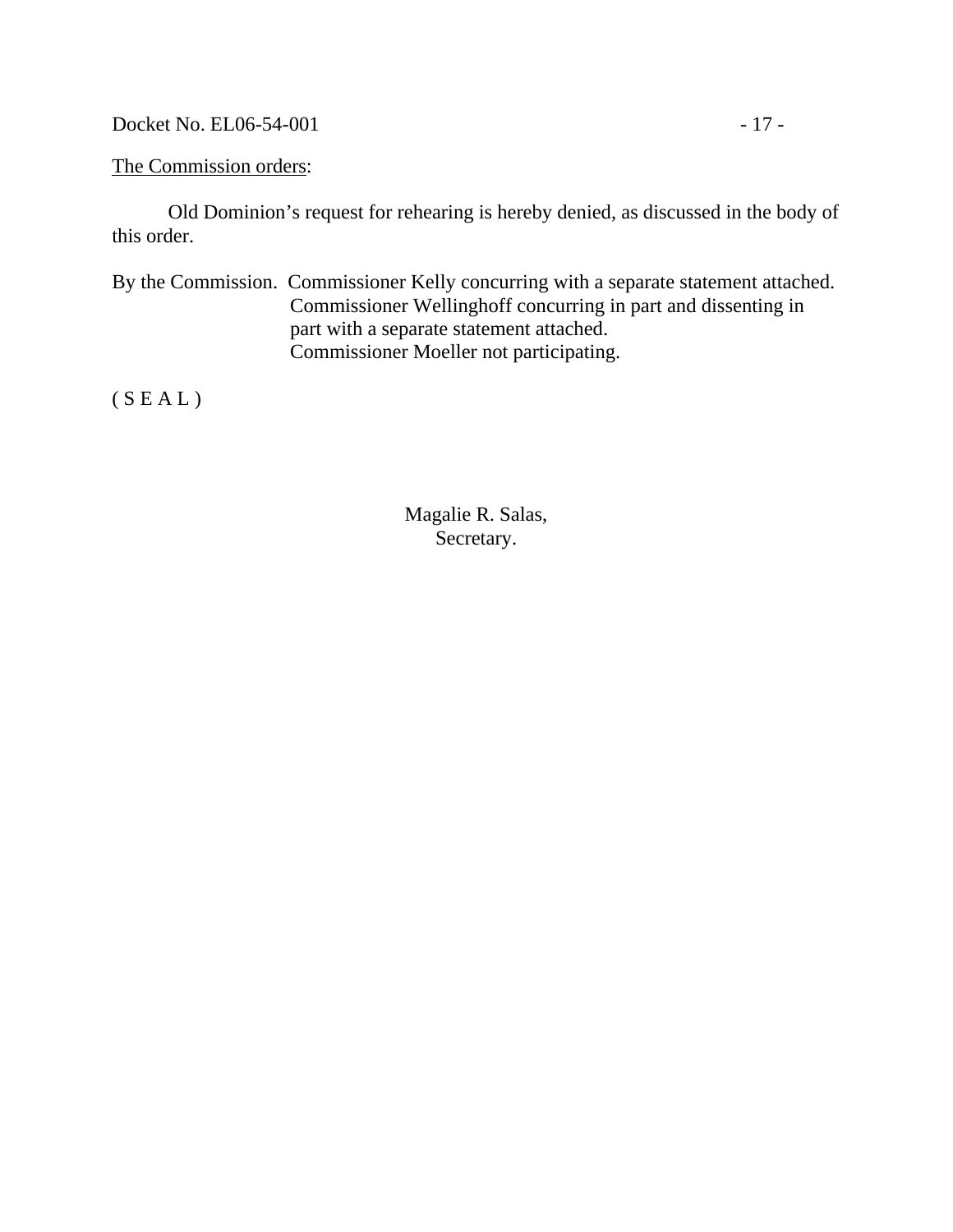The Commission orders:

Old Dominion's request for rehearing is hereby denied, as discussed in the body of this order.

By the Commission. Commissioner Kelly concurring with a separate statement attached.
Commissioner Wellinghoff concurring in part and dissenting in part with a separate statement attached.
Commissioner Moeller not participating.

( S E A L )

Magalie R. Salas,
Secretary.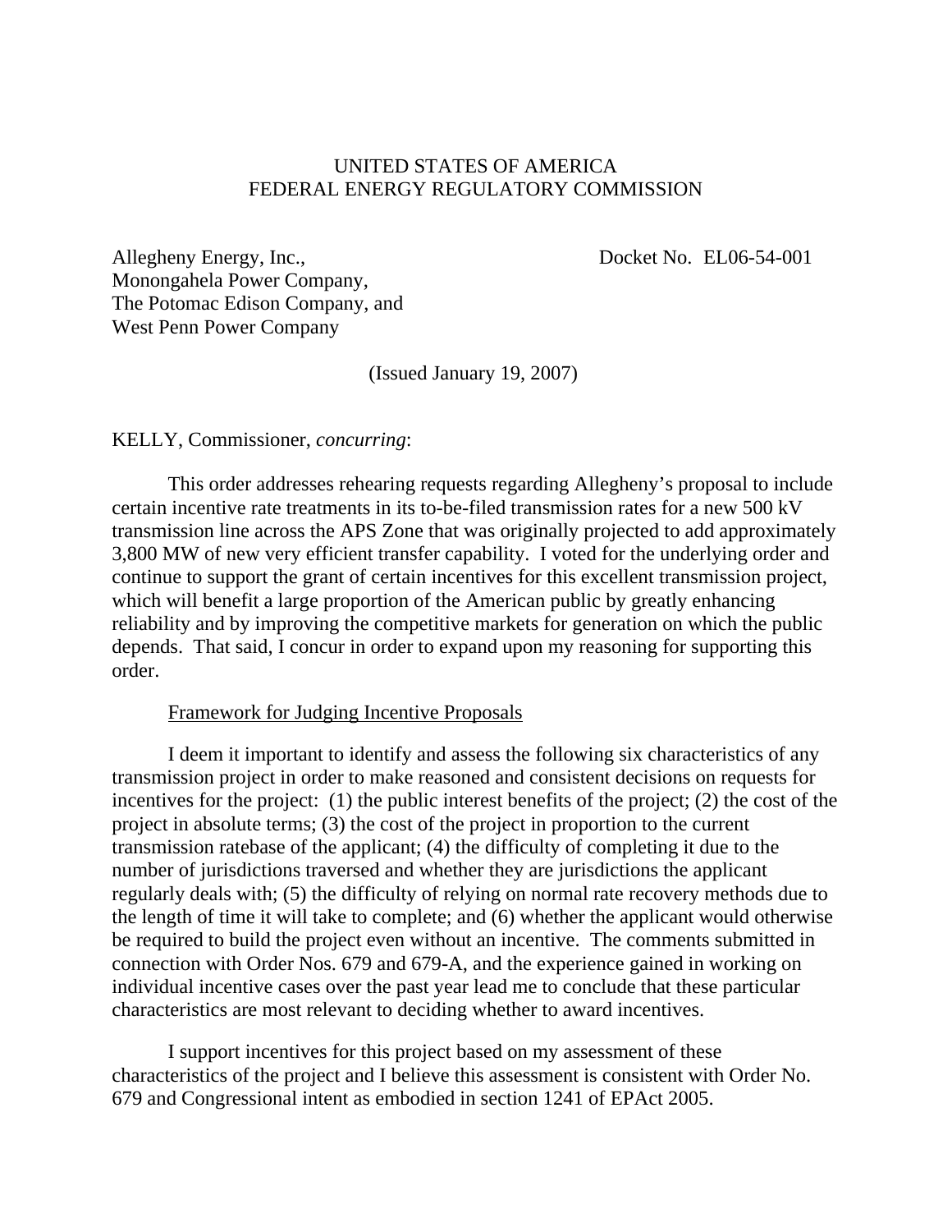UNITED STATES OF AMERICA
FEDERAL ENERGY REGULATORY COMMISSION

Allegheny Energy, Inc.,
Monongahela Power Company,
The Potomac Edison Company, and
West Penn Power Company

Docket No. EL06-54-001

(Issued January 19, 2007)

KELLY, Commissioner, *concurring*:

This order addresses rehearing requests regarding Allegheny's proposal to include certain incentive rate treatments in its to-be-filed transmission rates for a new 500 kV transmission line across the APS Zone that was originally projected to add approximately 3,800 MW of new very efficient transfer capability. I voted for the underlying order and continue to support the grant of certain incentives for this excellent transmission project, which will benefit a large proportion of the American public by greatly enhancing reliability and by improving the competitive markets for generation on which the public depends. That said, I concur in order to expand upon my reasoning for supporting this order.

Framework for Judging Incentive Proposals

I deem it important to identify and assess the following six characteristics of any transmission project in order to make reasoned and consistent decisions on requests for incentives for the project: (1) the public interest benefits of the project; (2) the cost of the project in absolute terms; (3) the cost of the project in proportion to the current transmission ratebase of the applicant; (4) the difficulty of completing it due to the number of jurisdictions traversed and whether they are jurisdictions the applicant regularly deals with; (5) the difficulty of relying on normal rate recovery methods due to the length of time it will take to complete; and (6) whether the applicant would otherwise be required to build the project even without an incentive. The comments submitted in connection with Order Nos. 679 and 679-A, and the experience gained in working on individual incentive cases over the past year lead me to conclude that these particular characteristics are most relevant to deciding whether to award incentives.

I support incentives for this project based on my assessment of these characteristics of the project and I believe this assessment is consistent with Order No. 679 and Congressional intent as embodied in section 1241 of EPAct 2005.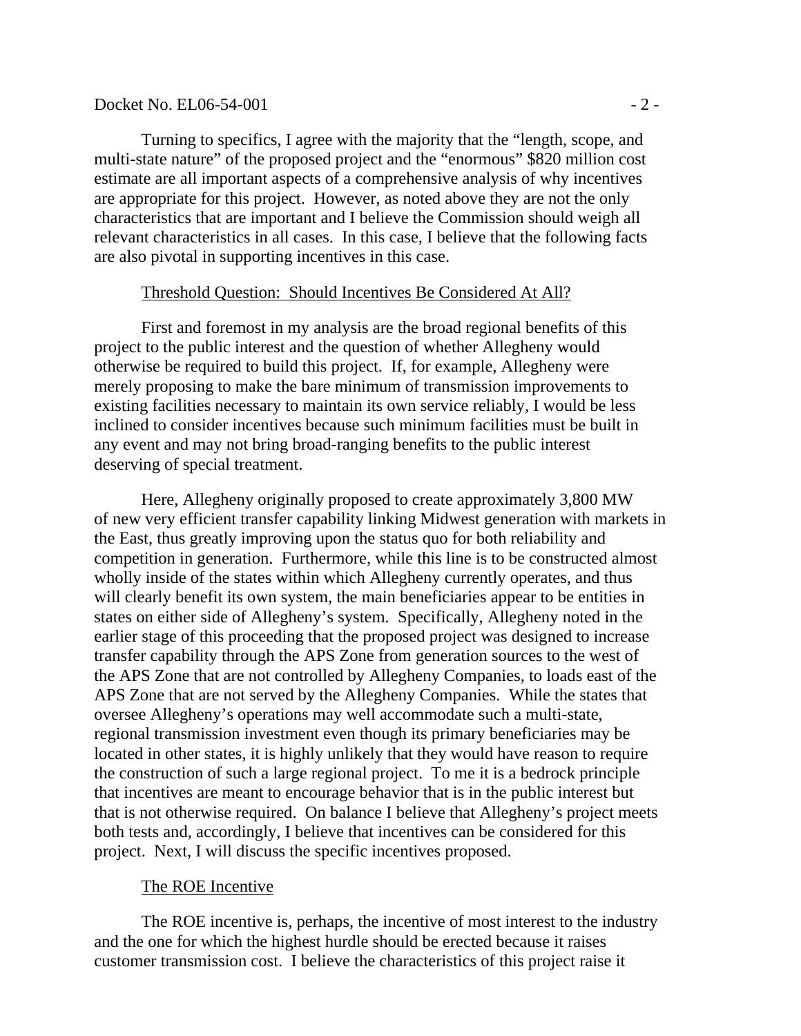Turning to specifics, I agree with the majority that the "length, scope, and multi-state nature" of the proposed project and the "enormous" $820 million cost estimate are all important aspects of a comprehensive analysis of why incentives are appropriate for this project. However, as noted above they are not the only characteristics that are important and I believe the Commission should weigh all relevant characteristics in all cases. In this case, I believe that the following facts are also pivotal in supporting incentives in this case.

Threshold Question: Should Incentives Be Considered At All?

First and foremost in my analysis are the broad regional benefits of this project to the public interest and the question of whether Allegheny would otherwise be required to build this project. If, for example, Allegheny were merely proposing to make the bare minimum of transmission improvements to existing facilities necessary to maintain its own service reliably, I would be less inclined to consider incentives because such minimum facilities must be built in any event and may not bring broad-ranging benefits to the public interest deserving of special treatment.

Here, Allegheny originally proposed to create approximately 3,800 MW of new very efficient transfer capability linking Midwest generation with markets in the East, thus greatly improving upon the status quo for both reliability and competition in generation. Furthermore, while this line is to be constructed almost wholly inside of the states within which Allegheny currently operates, and thus will clearly benefit its own system, the main beneficiaries appear to be entities in states on either side of Allegheny's system. Specifically, Allegheny noted in the earlier stage of this proceeding that the proposed project was designed to increase transfer capability through the APS Zone from generation sources to the west of the APS Zone that are not controlled by Allegheny Companies, to loads east of the APS Zone that are not served by the Allegheny Companies. While the states that oversee Allegheny's operations may well accommodate such a multi-state, regional transmission investment even though its primary beneficiaries may be located in other states, it is highly unlikely that they would have reason to require the construction of such a large regional project. To me it is a bedrock principle that incentives are meant to encourage behavior that is in the public interest but that is not otherwise required. On balance I believe that Allegheny's project meets both tests and, accordingly, I believe that incentives can be considered for this project. Next, I will discuss the specific incentives proposed.

The ROE Incentive

The ROE incentive is, perhaps, the incentive of most interest to the industry and the one for which the highest hurdle should be erected because it raises customer transmission cost. I believe the characteristics of this project raise it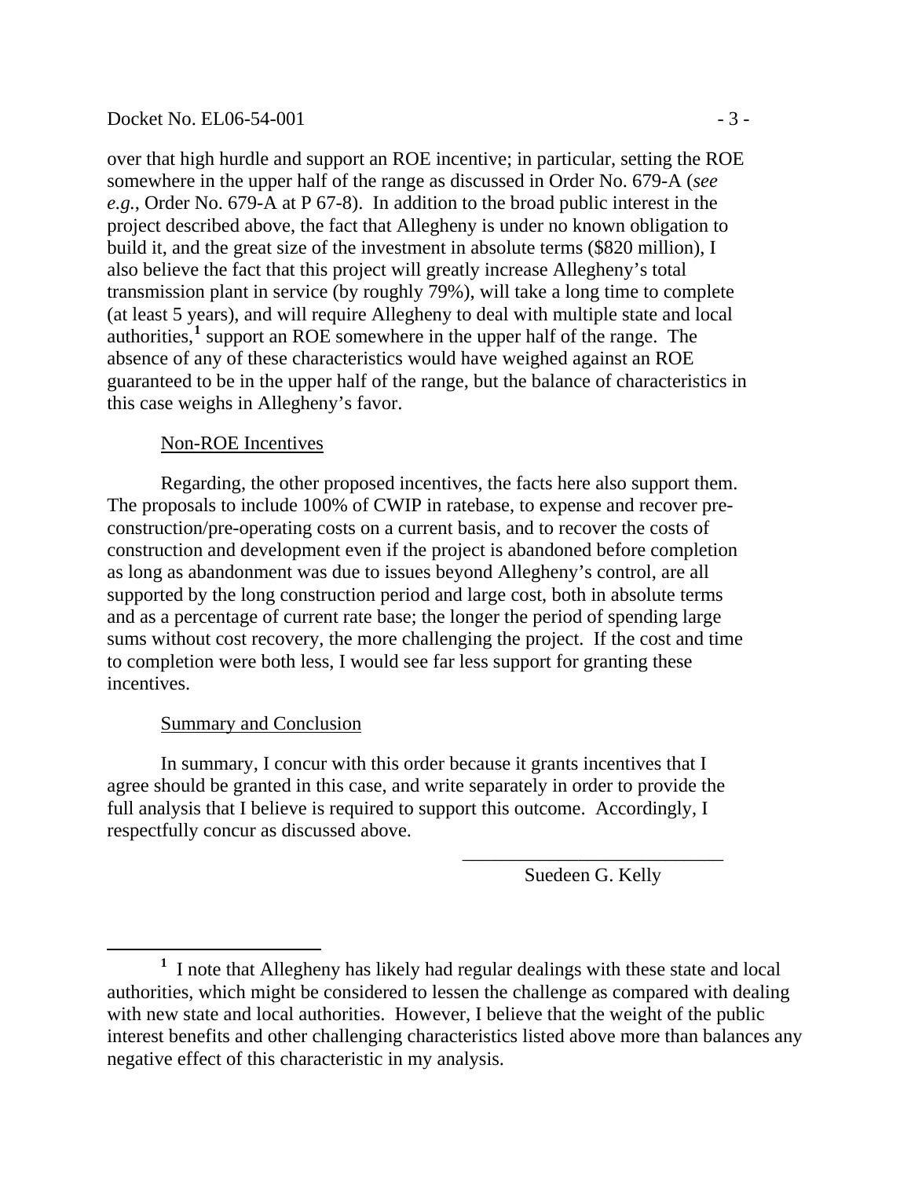over that high hurdle and support an ROE incentive; in particular, setting the ROE somewhere in the upper half of the range as discussed in Order No. 679-A (*see e.g.*, Order No. 679-A at P 67-8). In addition to the broad public interest in the project described above, the fact that Allegheny is under no known obligation to build it, and the great size of the investment in absolute terms ($820 million), I also believe the fact that this project will greatly increase Allegheny's total transmission plant in service (by roughly 79%), will take a long time to complete (at least 5 years), and will require Allegheny to deal with multiple state and local authorities,[1] support an ROE somewhere in the upper half of the range. The absence of any of these characteristics would have weighed against an ROE guaranteed to be in the upper half of the range, but the balance of characteristics in this case weighs in Allegheny's favor.

Non-ROE Incentives

Regarding, the other proposed incentives, the facts here also support them. The proposals to include 100% of CWIP in ratebase, to expense and recover pre-construction/pre-operating costs on a current basis, and to recover the costs of construction and development even if the project is abandoned before completion as long as abandonment was due to issues beyond Allegheny's control, are all supported by the long construction period and large cost, both in absolute terms and as a percentage of current rate base; the longer the period of spending large sums without cost recovery, the more challenging the project. If the cost and time to completion were both less, I would see far less support for granting these incentives.

Summary and Conclusion

In summary, I concur with this order because it grants incentives that I agree should be granted in this case, and write separately in order to provide the full analysis that I believe is required to support this outcome. Accordingly, I respectfully concur as discussed above.

\_\_\_\_\_\_\_\_\_\_\_\_\_\_\_\_\_\_\_\_\_\_\_\_\_\_\_\_
Suedeen G. Kelly

---

[1] I note that Allegheny has likely had regular dealings with these state and local authorities, which might be considered to lessen the challenge as compared with dealing with new state and local authorities. However, I believe that the weight of the public interest benefits and other challenging characteristics listed above more than balances any negative effect of this characteristic in my analysis.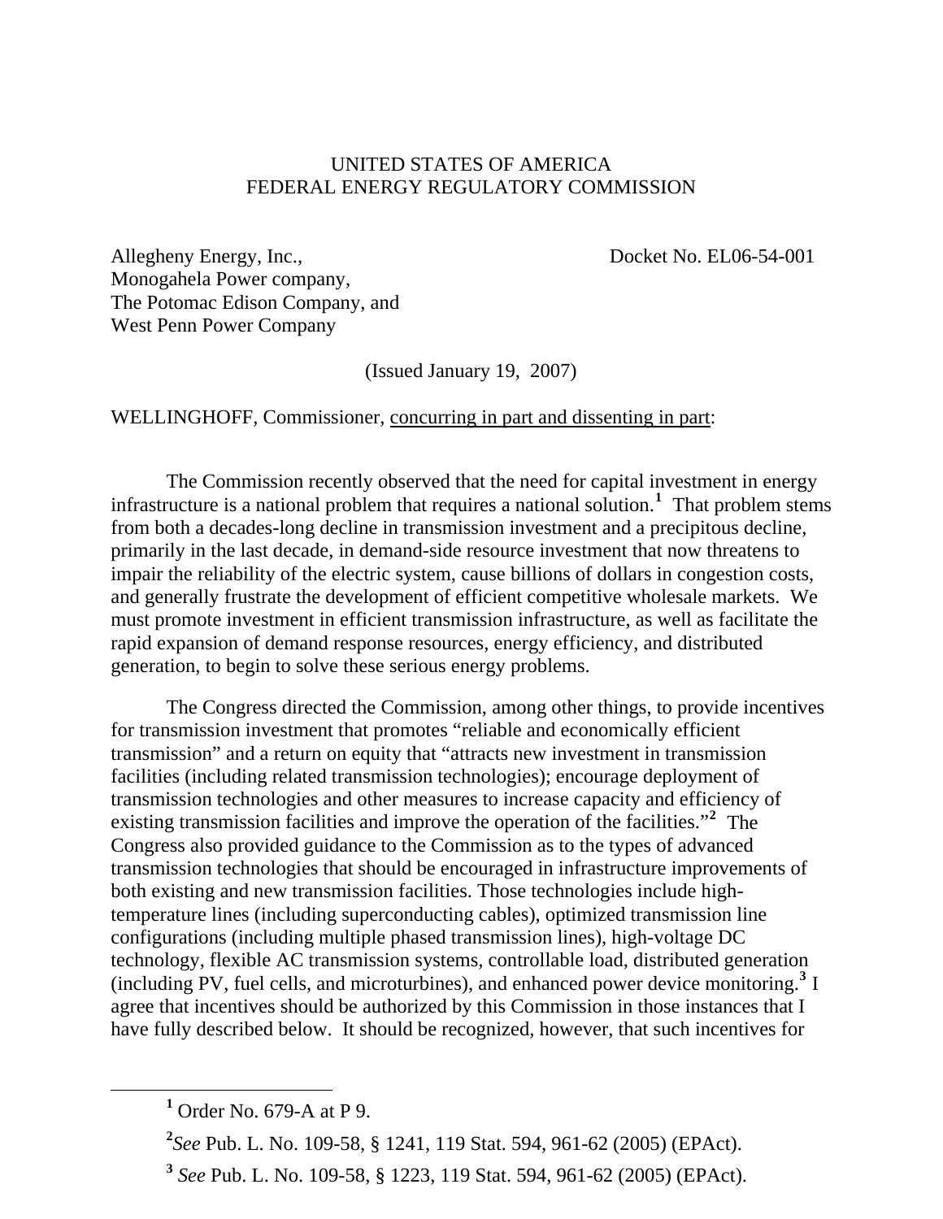UNITED STATES OF AMERICA
FEDERAL ENERGY REGULATORY COMMISSION

Allegheny Energy, Inc.,
Monogahela Power company,
The Potomac Edison Company, and
West Penn Power Company

Docket No. EL06-54-001

(Issued January 19, 2007)

WELLINGHOFF, Commissioner, concurring in part and dissenting in part:

The Commission recently observed that the need for capital investment in energy infrastructure is a national problem that requires a national solution.[1] That problem stems from both a decades-long decline in transmission investment and a precipitous decline, primarily in the last decade, in demand-side resource investment that now threatens to impair the reliability of the electric system, cause billions of dollars in congestion costs, and generally frustrate the development of efficient competitive wholesale markets. We must promote investment in efficient transmission infrastructure, as well as facilitate the rapid expansion of demand response resources, energy efficiency, and distributed generation, to begin to solve these serious energy problems.

The Congress directed the Commission, among other things, to provide incentives for transmission investment that promotes "reliable and economically efficient transmission" and a return on equity that "attracts new investment in transmission facilities (including related transmission technologies); encourage deployment of transmission technologies and other measures to increase capacity and efficiency of existing transmission facilities and improve the operation of the facilities."[2] The Congress also provided guidance to the Commission as to the types of advanced transmission technologies that should be encouraged in infrastructure improvements of both existing and new transmission facilities. Those technologies include high-temperature lines (including superconducting cables), optimized transmission line configurations (including multiple phased transmission lines), high-voltage DC technology, flexible AC transmission systems, controllable load, distributed generation (including PV, fuel cells, and microturbines), and enhanced power device monitoring.[3] I agree that incentives should be authorized by this Commission in those instances that I have fully described below. It should be recognized, however, that such incentives for

[1] Order No. 679-A at P 9.

[2] *See* Pub. L. No. 109-58, § 1241, 119 Stat. 594, 961-62 (2005) (EPAct).

[3] *See* Pub. L. No. 109-58, § 1223, 119 Stat. 594, 961-62 (2005) (EPAct).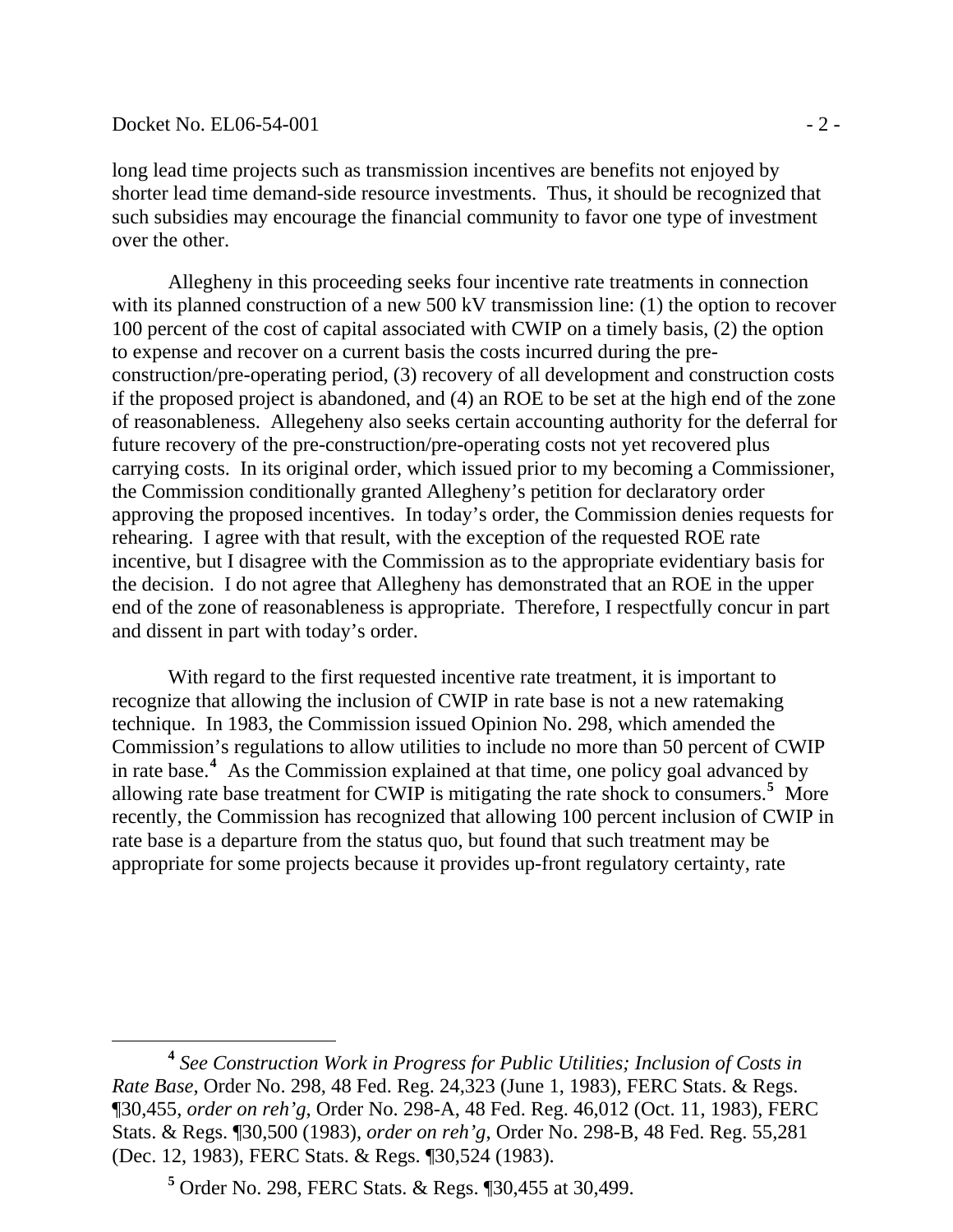long lead time projects such as transmission incentives are benefits not enjoyed by shorter lead time demand-side resource investments. Thus, it should be recognized that such subsidies may encourage the financial community to favor one type of investment over the other.

Allegheny in this proceeding seeks four incentive rate treatments in connection with its planned construction of a new 500 kV transmission line: (1) the option to recover 100 percent of the cost of capital associated with CWIP on a timely basis, (2) the option to expense and recover on a current basis the costs incurred during the pre-construction/pre-operating period, (3) recovery of all development and construction costs if the proposed project is abandoned, and (4) an ROE to be set at the high end of the zone of reasonableness. Allegeheny also seeks certain accounting authority for the deferral for future recovery of the pre-construction/pre-operating costs not yet recovered plus carrying costs. In its original order, which issued prior to my becoming a Commissioner, the Commission conditionally granted Allegheny's petition for declaratory order approving the proposed incentives. In today's order, the Commission denies requests for rehearing. I agree with that result, with the exception of the requested ROE rate incentive, but I disagree with the Commission as to the appropriate evidentiary basis for the decision. I do not agree that Allegheny has demonstrated that an ROE in the upper end of the zone of reasonableness is appropriate. Therefore, I respectfully concur in part and dissent in part with today's order.

With regard to the first requested incentive rate treatment, it is important to recognize that allowing the inclusion of CWIP in rate base is not a new ratemaking technique. In 1983, the Commission issued Opinion No. 298, which amended the Commission's regulations to allow utilities to include no more than 50 percent of CWIP in rate base.[4] As the Commission explained at that time, one policy goal advanced by allowing rate base treatment for CWIP is mitigating the rate shock to consumers.[5] More recently, the Commission has recognized that allowing 100 percent inclusion of CWIP in rate base is a departure from the status quo, but found that such treatment may be appropriate for some projects because it provides up-front regulatory certainty, rate

---

[4] *See Construction Work in Progress for Public Utilities; Inclusion of Costs in Rate Base*, Order No. 298, 48 Fed. Reg. 24,323 (June 1, 1983), FERC Stats. & Regs. ¶30,455, *order on reh'g*, Order No. 298-A, 48 Fed. Reg. 46,012 (Oct. 11, 1983), FERC Stats. & Regs. ¶30,500 (1983), *order on reh'g*, Order No. 298-B, 48 Fed. Reg. 55,281 (Dec. 12, 1983), FERC Stats. & Regs. ¶30,524 (1983).

[5] Order No. 298, FERC Stats. & Regs. ¶30,455 at 30,499.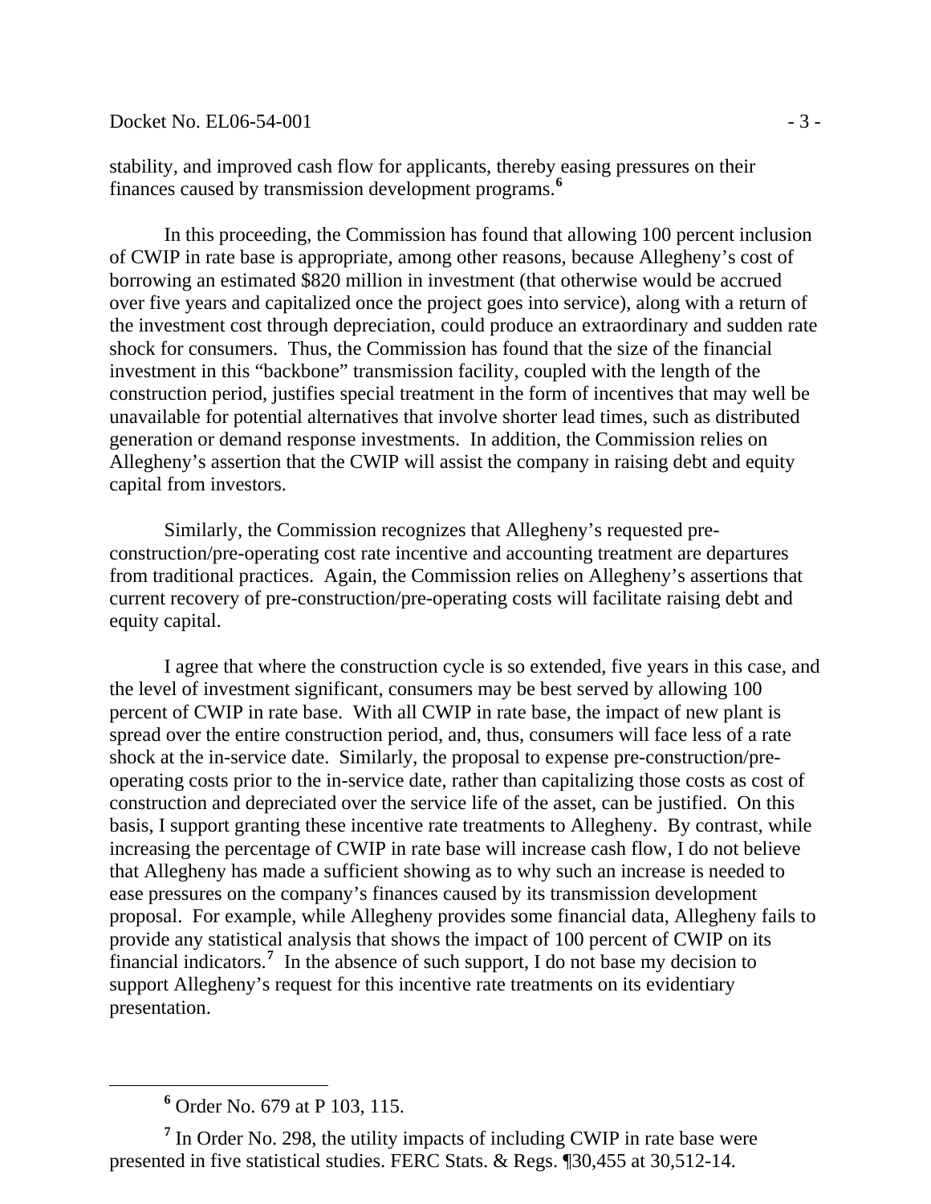stability, and improved cash flow for applicants, thereby easing pressures on their finances caused by transmission development programs.[6]

In this proceeding, the Commission has found that allowing 100 percent inclusion of CWIP in rate base is appropriate, among other reasons, because Allegheny's cost of borrowing an estimated $820 million in investment (that otherwise would be accrued over five years and capitalized once the project goes into service), along with a return of the investment cost through depreciation, could produce an extraordinary and sudden rate shock for consumers. Thus, the Commission has found that the size of the financial investment in this "backbone" transmission facility, coupled with the length of the construction period, justifies special treatment in the form of incentives that may well be unavailable for potential alternatives that involve shorter lead times, such as distributed generation or demand response investments. In addition, the Commission relies on Allegheny's assertion that the CWIP will assist the company in raising debt and equity capital from investors.

Similarly, the Commission recognizes that Allegheny's requested pre-construction/pre-operating cost rate incentive and accounting treatment are departures from traditional practices. Again, the Commission relies on Allegheny's assertions that current recovery of pre-construction/pre-operating costs will facilitate raising debt and equity capital.

I agree that where the construction cycle is so extended, five years in this case, and the level of investment significant, consumers may be best served by allowing 100 percent of CWIP in rate base. With all CWIP in rate base, the impact of new plant is spread over the entire construction period, and, thus, consumers will face less of a rate shock at the in-service date. Similarly, the proposal to expense pre-construction/pre-operating costs prior to the in-service date, rather than capitalizing those costs as cost of construction and depreciated over the service life of the asset, can be justified. On this basis, I support granting these incentive rate treatments to Allegheny. By contrast, while increasing the percentage of CWIP in rate base will increase cash flow, I do not believe that Allegheny has made a sufficient showing as to why such an increase is needed to ease pressures on the company's finances caused by its transmission development proposal. For example, while Allegheny provides some financial data, Allegheny fails to provide any statistical analysis that shows the impact of 100 percent of CWIP on its financial indicators.[7] In the absence of such support, I do not base my decision to support Allegheny's request for this incentive rate treatments on its evidentiary presentation.

[6] Order No. 679 at P 103, 115.

[7] In Order No. 298, the utility impacts of including CWIP in rate base were presented in five statistical studies. FERC Stats. & Regs. ¶30,455 at 30,512-14.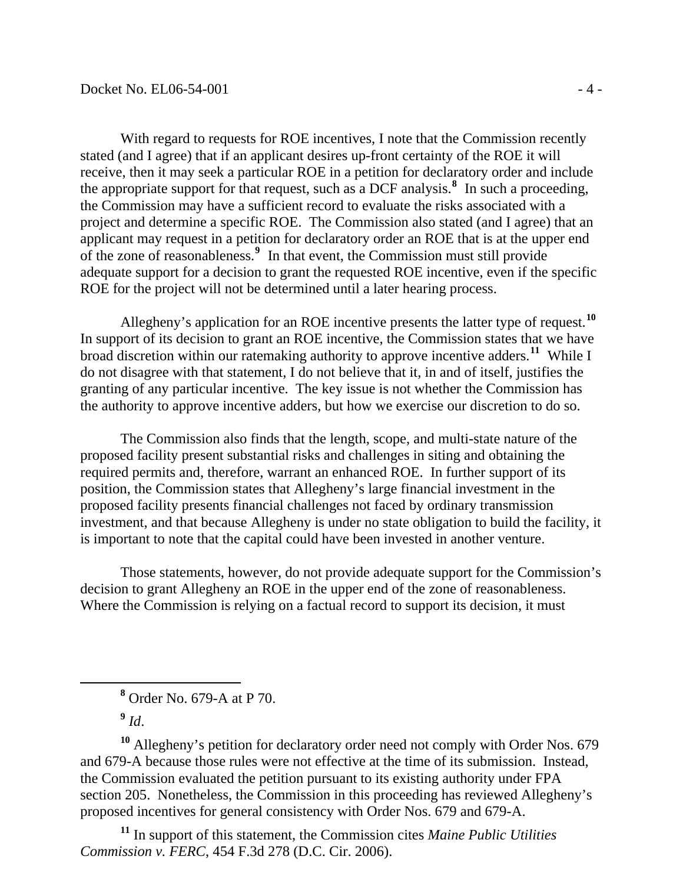With regard to requests for ROE incentives, I note that the Commission recently stated (and I agree) that if an applicant desires up-front certainty of the ROE it will receive, then it may seek a particular ROE in a petition for declaratory order and include the appropriate support for that request, such as a DCF analysis.[8] In such a proceeding, the Commission may have a sufficient record to evaluate the risks associated with a project and determine a specific ROE. The Commission also stated (and I agree) that an applicant may request in a petition for declaratory order an ROE that is at the upper end of the zone of reasonableness.[9] In that event, the Commission must still provide adequate support for a decision to grant the requested ROE incentive, even if the specific ROE for the project will not be determined until a later hearing process.

Allegheny's application for an ROE incentive presents the latter type of request.[10] In support of its decision to grant an ROE incentive, the Commission states that we have broad discretion within our ratemaking authority to approve incentive adders.[11] While I do not disagree with that statement, I do not believe that it, in and of itself, justifies the granting of any particular incentive. The key issue is not whether the Commission has the authority to approve incentive adders, but how we exercise our discretion to do so.

The Commission also finds that the length, scope, and multi-state nature of the proposed facility present substantial risks and challenges in siting and obtaining the required permits and, therefore, warrant an enhanced ROE. In further support of its position, the Commission states that Allegheny's large financial investment in the proposed facility presents financial challenges not faced by ordinary transmission investment, and that because Allegheny is under no state obligation to build the facility, it is important to note that the capital could have been invested in another venture.

Those statements, however, do not provide adequate support for the Commission's decision to grant Allegheny an ROE in the upper end of the zone of reasonableness. Where the Commission is relying on a factual record to support its decision, it must

---

[8] Order No. 679-A at P 70.

[9] *Id*.

[10] Allegheny's petition for declaratory order need not comply with Order Nos. 679 and 679-A because those rules were not effective at the time of its submission. Instead, the Commission evaluated the petition pursuant to its existing authority under FPA section 205. Nonetheless, the Commission in this proceeding has reviewed Allegheny's proposed incentives for general consistency with Order Nos. 679 and 679-A.

[11] In support of this statement, the Commission cites *Maine Public Utilities Commission v. FERC*, 454 F.3d 278 (D.C. Cir. 2006).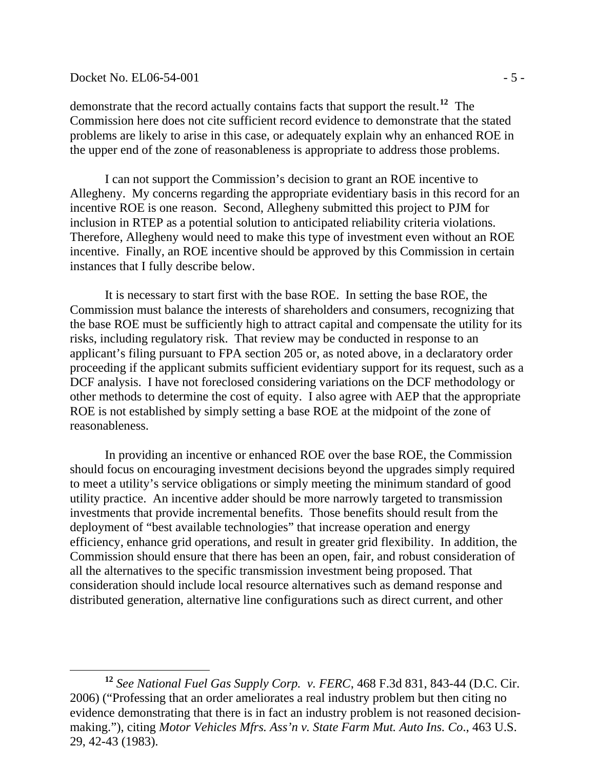demonstrate that the record actually contains facts that support the result.[12] The Commission here does not cite sufficient record evidence to demonstrate that the stated problems are likely to arise in this case, or adequately explain why an enhanced ROE in the upper end of the zone of reasonableness is appropriate to address those problems.

I can not support the Commission's decision to grant an ROE incentive to Allegheny. My concerns regarding the appropriate evidentiary basis in this record for an incentive ROE is one reason. Second, Allegheny submitted this project to PJM for inclusion in RTEP as a potential solution to anticipated reliability criteria violations. Therefore, Allegheny would need to make this type of investment even without an ROE incentive. Finally, an ROE incentive should be approved by this Commission in certain instances that I fully describe below.

It is necessary to start first with the base ROE. In setting the base ROE, the Commission must balance the interests of shareholders and consumers, recognizing that the base ROE must be sufficiently high to attract capital and compensate the utility for its risks, including regulatory risk. That review may be conducted in response to an applicant's filing pursuant to FPA section 205 or, as noted above, in a declaratory order proceeding if the applicant submits sufficient evidentiary support for its request, such as a DCF analysis. I have not foreclosed considering variations on the DCF methodology or other methods to determine the cost of equity. I also agree with AEP that the appropriate ROE is not established by simply setting a base ROE at the midpoint of the zone of reasonableness.

In providing an incentive or enhanced ROE over the base ROE, the Commission should focus on encouraging investment decisions beyond the upgrades simply required to meet a utility's service obligations or simply meeting the minimum standard of good utility practice. An incentive adder should be more narrowly targeted to transmission investments that provide incremental benefits. Those benefits should result from the deployment of "best available technologies" that increase operation and energy efficiency, enhance grid operations, and result in greater grid flexibility. In addition, the Commission should ensure that there has been an open, fair, and robust consideration of all the alternatives to the specific transmission investment being proposed. That consideration should include local resource alternatives such as demand response and distributed generation, alternative line configurations such as direct current, and other

---

[12] *See National Fuel Gas Supply Corp. v. FERC*, 468 F.3d 831, 843-44 (D.C. Cir. 2006) ("Professing that an order ameliorates a real industry problem but then citing no evidence demonstrating that there is in fact an industry problem is not reasoned decision-making."), citing *Motor Vehicles Mfrs. Ass'n v. State Farm Mut. Auto Ins. Co*., 463 U.S. 29, 42-43 (1983).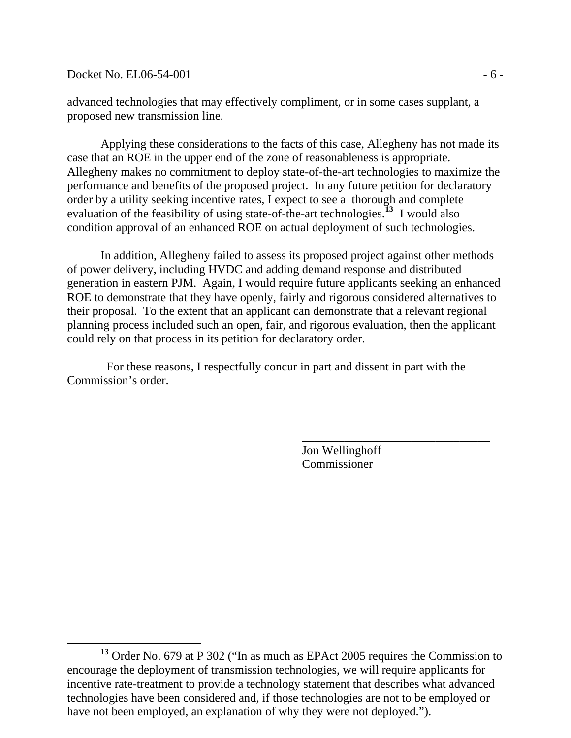advanced technologies that may effectively compliment, or in some cases supplant, a proposed new transmission line.

Applying these considerations to the facts of this case, Allegheny has not made its case that an ROE in the upper end of the zone of reasonableness is appropriate. Allegheny makes no commitment to deploy state-of-the-art technologies to maximize the performance and benefits of the proposed project. In any future petition for declaratory order by a utility seeking incentive rates, I expect to see a thorough and complete evaluation of the feasibility of using state-of-the-art technologies.[13] I would also condition approval of an enhanced ROE on actual deployment of such technologies.

In addition, Allegheny failed to assess its proposed project against other methods of power delivery, including HVDC and adding demand response and distributed generation in eastern PJM. Again, I would require future applicants seeking an enhanced ROE to demonstrate that they have openly, fairly and rigorous considered alternatives to their proposal. To the extent that an applicant can demonstrate that a relevant regional planning process included such an open, fair, and rigorous evaluation, then the applicant could rely on that process in its petition for declaratory order.

For these reasons, I respectfully concur in part and dissent in part with the Commission's order.

\_\_\_\_\_\_\_\_\_\_\_\_\_\_\_\_\_\_\_\_\_\_\_\_\_\_\_\_\_\_\_\_
Jon Wellinghoff
Commissioner

[13] Order No. 679 at P 302 ("In as much as EPAct 2005 requires the Commission to encourage the deployment of transmission technologies, we will require applicants for incentive rate-treatment to provide a technology statement that describes what advanced technologies have been considered and, if those technologies are not to be employed or have not been employed, an explanation of why they were not deployed.").